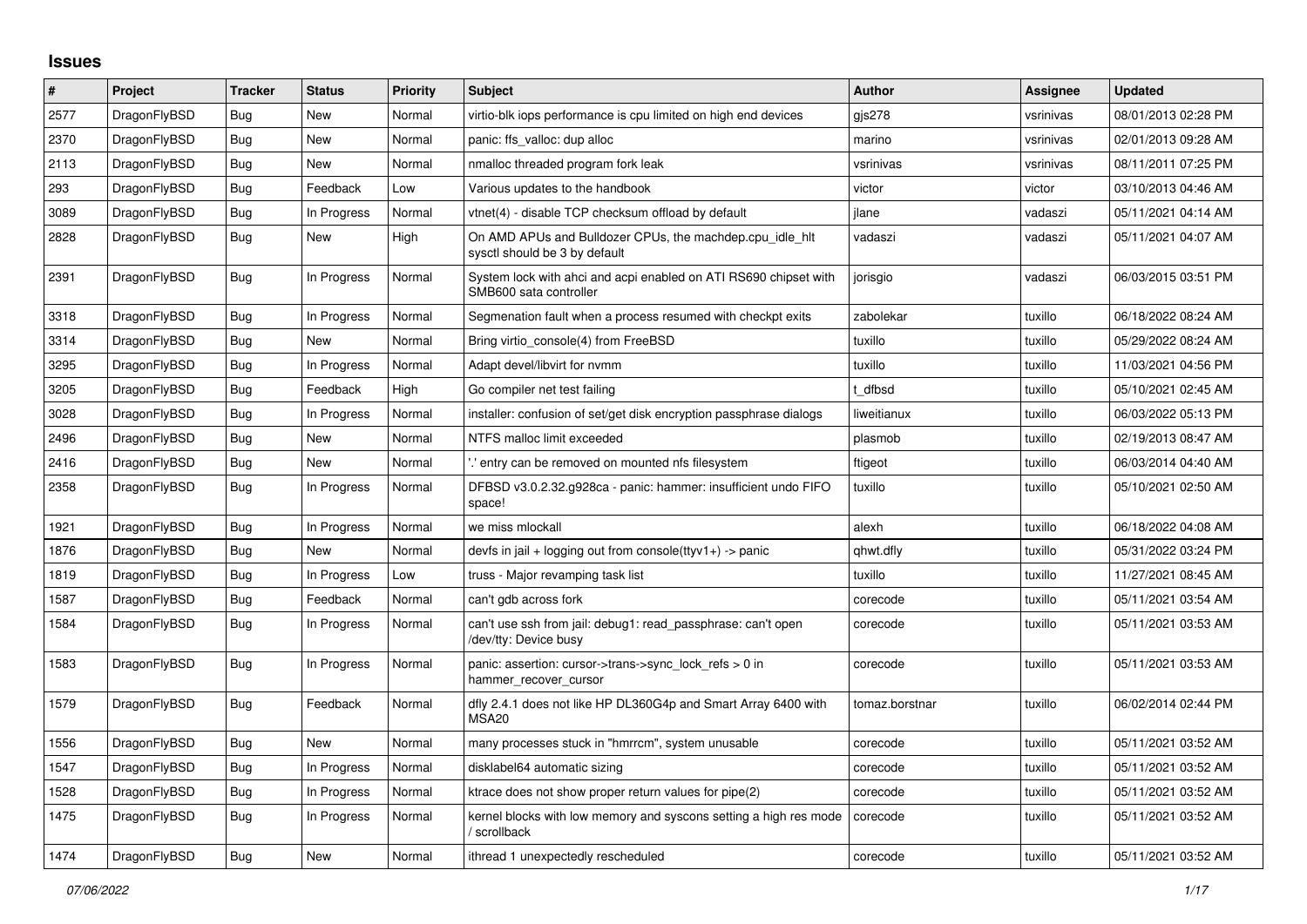# Issues

| # | Project | Tracker | Status | Priority | Subject | Author | Assignee | Updated |
|---|---|---|---|---|---|---|---|---|
| 2577 | DragonFlyBSD | Bug | New | Normal | virtio-blk iops performance is cpu limited on high end devices | gjs278 | vsrinivas | 08/01/2013 02:28 PM |
| 2370 | DragonFlyBSD | Bug | New | Normal | panic: ffs_valloc: dup alloc | marino | vsrinivas | 02/01/2013 09:28 AM |
| 2113 | DragonFlyBSD | Bug | New | Normal | nmalloc threaded program fork leak | vsrinivas | vsrinivas | 08/11/2011 07:25 PM |
| 293 | DragonFlyBSD | Bug | Feedback | Low | Various updates to the handbook | victor | victor | 03/10/2013 04:46 AM |
| 3089 | DragonFlyBSD | Bug | In Progress | Normal | vtnet(4) - disable TCP checksum offload by default | jlane | vadaszi | 05/11/2021 04:14 AM |
| 2828 | DragonFlyBSD | Bug | New | High | On AMD APUs and Bulldozer CPUs, the machdep.cpu_idle_hlt sysctl should be 3 by default | vadaszi | vadaszi | 05/11/2021 04:07 AM |
| 2391 | DragonFlyBSD | Bug | In Progress | Normal | System lock with ahci and acpi enabled on ATI RS690 chipset with SMB600 sata controller | jorisgio | vadaszi | 06/03/2015 03:51 PM |
| 3318 | DragonFlyBSD | Bug | In Progress | Normal | Segmenation fault when a process resumed with checkpt exits | zabolekar | tuxillo | 06/18/2022 08:24 AM |
| 3314 | DragonFlyBSD | Bug | New | Normal | Bring virtio_console(4) from FreeBSD | tuxillo | tuxillo | 05/29/2022 08:24 AM |
| 3295 | DragonFlyBSD | Bug | In Progress | Normal | Adapt devel/libvirt for nvmm | tuxillo | tuxillo | 11/03/2021 04:56 PM |
| 3205 | DragonFlyBSD | Bug | Feedback | High | Go compiler net test failing | t_dfbsd | tuxillo | 05/10/2021 02:45 AM |
| 3028 | DragonFlyBSD | Bug | In Progress | Normal | installer: confusion of set/get disk encryption passphrase dialogs | liweitianux | tuxillo | 06/03/2022 05:13 PM |
| 2496 | DragonFlyBSD | Bug | New | Normal | NTFS malloc limit exceeded | plasmob | tuxillo | 02/19/2013 08:47 AM |
| 2416 | DragonFlyBSD | Bug | New | Normal | '.' entry can be removed on mounted nfs filesystem | ftigeot | tuxillo | 06/03/2014 04:40 AM |
| 2358 | DragonFlyBSD | Bug | In Progress | Normal | DFBSD v3.0.2.32.g928ca - panic: hammer: insufficient undo FIFO space! | tuxillo | tuxillo | 05/10/2021 02:50 AM |
| 1921 | DragonFlyBSD | Bug | In Progress | Normal | we miss mlockall | alexh | tuxillo | 06/18/2022 04:08 AM |
| 1876 | DragonFlyBSD | Bug | New | Normal | devfs in jail + logging out from console(ttyv1+) -> panic | qhwt.dfly | tuxillo | 05/31/2022 03:24 PM |
| 1819 | DragonFlyBSD | Bug | In Progress | Low | truss - Major revamping task list | tuxillo | tuxillo | 11/27/2021 08:45 AM |
| 1587 | DragonFlyBSD | Bug | Feedback | Normal | can't gdb across fork | corecode | tuxillo | 05/11/2021 03:54 AM |
| 1584 | DragonFlyBSD | Bug | In Progress | Normal | can't use ssh from jail: debug1: read_passphrase: can't open /dev/tty: Device busy | corecode | tuxillo | 05/11/2021 03:53 AM |
| 1583 | DragonFlyBSD | Bug | In Progress | Normal | panic: assertion: cursor->trans->sync_lock_refs > 0 in hammer_recover_cursor | corecode | tuxillo | 05/11/2021 03:53 AM |
| 1579 | DragonFlyBSD | Bug | Feedback | Normal | dfly 2.4.1 does not like HP DL360G4p and Smart Array 6400 with MSA20 | tomaz.borstnar | tuxillo | 06/02/2014 02:44 PM |
| 1556 | DragonFlyBSD | Bug | New | Normal | many processes stuck in "hmrrcm", system unusable | corecode | tuxillo | 05/11/2021 03:52 AM |
| 1547 | DragonFlyBSD | Bug | In Progress | Normal | disklabel64 automatic sizing | corecode | tuxillo | 05/11/2021 03:52 AM |
| 1528 | DragonFlyBSD | Bug | In Progress | Normal | ktrace does not show proper return values for pipe(2) | corecode | tuxillo | 05/11/2021 03:52 AM |
| 1475 | DragonFlyBSD | Bug | In Progress | Normal | kernel blocks with low memory and syscons setting a high res mode / scrollback | corecode | tuxillo | 05/11/2021 03:52 AM |
| 1474 | DragonFlyBSD | Bug | New | Normal | ithread 1 unexpectedly rescheduled | corecode | tuxillo | 05/11/2021 03:52 AM |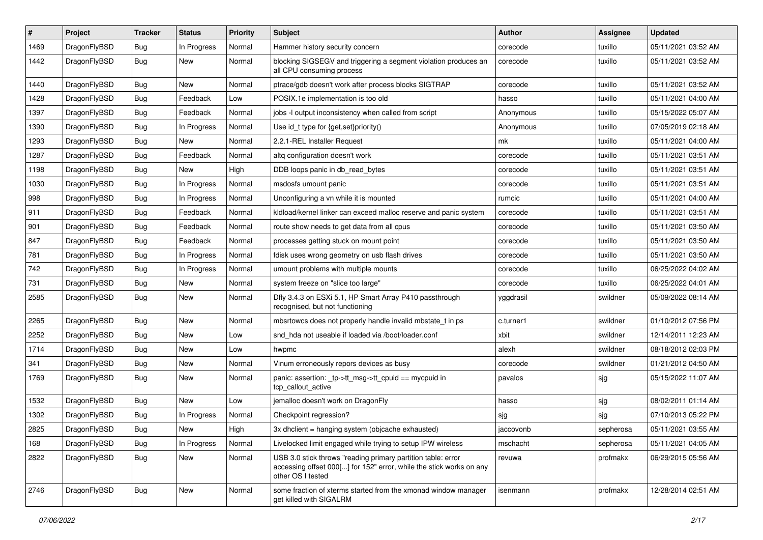| # | Project | Tracker | Status | Priority | Subject | Author | Assignee | Updated |
|---|---|---|---|---|---|---|---|---|
| 1469 | DragonFlyBSD | Bug | In Progress | Normal | Hammer history security concern | corecode | tuxillo | 05/11/2021 03:52 AM |
| 1442 | DragonFlyBSD | Bug | New | Normal | blocking SIGSEGV and triggering a segment violation produces an all CPU consuming process | corecode | tuxillo | 05/11/2021 03:52 AM |
| 1440 | DragonFlyBSD | Bug | New | Normal | ptrace/gdb doesn't work after process blocks SIGTRAP | corecode | tuxillo | 05/11/2021 03:52 AM |
| 1428 | DragonFlyBSD | Bug | Feedback | Low | POSIX.1e implementation is too old | hasso | tuxillo | 05/11/2021 04:00 AM |
| 1397 | DragonFlyBSD | Bug | Feedback | Normal | jobs -l output inconsistency when called from script | Anonymous | tuxillo | 05/15/2022 05:07 AM |
| 1390 | DragonFlyBSD | Bug | In Progress | Normal | Use id_t type for {get,set}priority() | Anonymous | tuxillo | 07/05/2019 02:18 AM |
| 1293 | DragonFlyBSD | Bug | New | Normal | 2.2.1-REL Installer Request | mk | tuxillo | 05/11/2021 04:00 AM |
| 1287 | DragonFlyBSD | Bug | Feedback | Normal | altq configuration doesn't work | corecode | tuxillo | 05/11/2021 03:51 AM |
| 1198 | DragonFlyBSD | Bug | New | High | DDB loops panic in db_read_bytes | corecode | tuxillo | 05/11/2021 03:51 AM |
| 1030 | DragonFlyBSD | Bug | In Progress | Normal | msdosfs umount panic | corecode | tuxillo | 05/11/2021 03:51 AM |
| 998 | DragonFlyBSD | Bug | In Progress | Normal | Unconfiguring a vn while it is mounted | rumcic | tuxillo | 05/11/2021 04:00 AM |
| 911 | DragonFlyBSD | Bug | Feedback | Normal | kldload/kernel linker can exceed malloc reserve and panic system | corecode | tuxillo | 05/11/2021 03:51 AM |
| 901 | DragonFlyBSD | Bug | Feedback | Normal | route show needs to get data from all cpus | corecode | tuxillo | 05/11/2021 03:50 AM |
| 847 | DragonFlyBSD | Bug | Feedback | Normal | processes getting stuck on mount point | corecode | tuxillo | 05/11/2021 03:50 AM |
| 781 | DragonFlyBSD | Bug | In Progress | Normal | fdisk uses wrong geometry on usb flash drives | corecode | tuxillo | 05/11/2021 03:50 AM |
| 742 | DragonFlyBSD | Bug | In Progress | Normal | umount problems with multiple mounts | corecode | tuxillo | 06/25/2022 04:02 AM |
| 731 | DragonFlyBSD | Bug | New | Normal | system freeze on "slice too large" | corecode | tuxillo | 06/25/2022 04:01 AM |
| 2585 | DragonFlyBSD | Bug | New | Normal | Dfly 3.4.3 on ESXi 5.1, HP Smart Array P410 passthrough recognised, but not functioning | yggdrasil | swildner | 05/09/2022 08:14 AM |
| 2265 | DragonFlyBSD | Bug | New | Normal | mbsrtowcs does not properly handle invalid mbstate_t in ps | c.turner1 | swildner | 01/10/2012 07:56 PM |
| 2252 | DragonFlyBSD | Bug | New | Low | snd_hda not useable if loaded via /boot/loader.conf | xbit | swildner | 12/14/2011 12:23 AM |
| 1714 | DragonFlyBSD | Bug | New | Low | hwpmc | alexh | swildner | 08/18/2012 02:03 PM |
| 341 | DragonFlyBSD | Bug | New | Normal | Vinum erroneously repors devices as busy | corecode | swildner | 01/21/2012 04:50 AM |
| 1769 | DragonFlyBSD | Bug | New | Normal | panic: assertion: _tp->tt_msg->tt_cpuid == mycpuid in tcp_callout_active | pavalos | sjg | 05/15/2022 11:07 AM |
| 1532 | DragonFlyBSD | Bug | New | Low | jemalloc doesn't work on DragonFly | hasso | sjg | 08/02/2011 01:14 AM |
| 1302 | DragonFlyBSD | Bug | In Progress | Normal | Checkpoint regression? | sjg | sjg | 07/10/2013 05:22 PM |
| 2825 | DragonFlyBSD | Bug | New | High | 3x dhclient = hanging system (objcache exhausted) | jaccovonb | sepherosa | 05/11/2021 03:55 AM |
| 168 | DragonFlyBSD | Bug | In Progress | Normal | Livelocked limit engaged while trying to setup IPW wireless | mschacht | sepherosa | 05/11/2021 04:05 AM |
| 2822 | DragonFlyBSD | Bug | New | Normal | USB 3.0 stick throws "reading primary partition table: error accessing offset 000[...] for 152" error, while the stick works on any other OS I tested | revuwa | profmakx | 06/29/2015 05:56 AM |
| 2746 | DragonFlyBSD | Bug | New | Normal | some fraction of xterms started from the xmonad window manager get killed with SIGALRM | isenmann | profmakx | 12/28/2014 02:51 AM |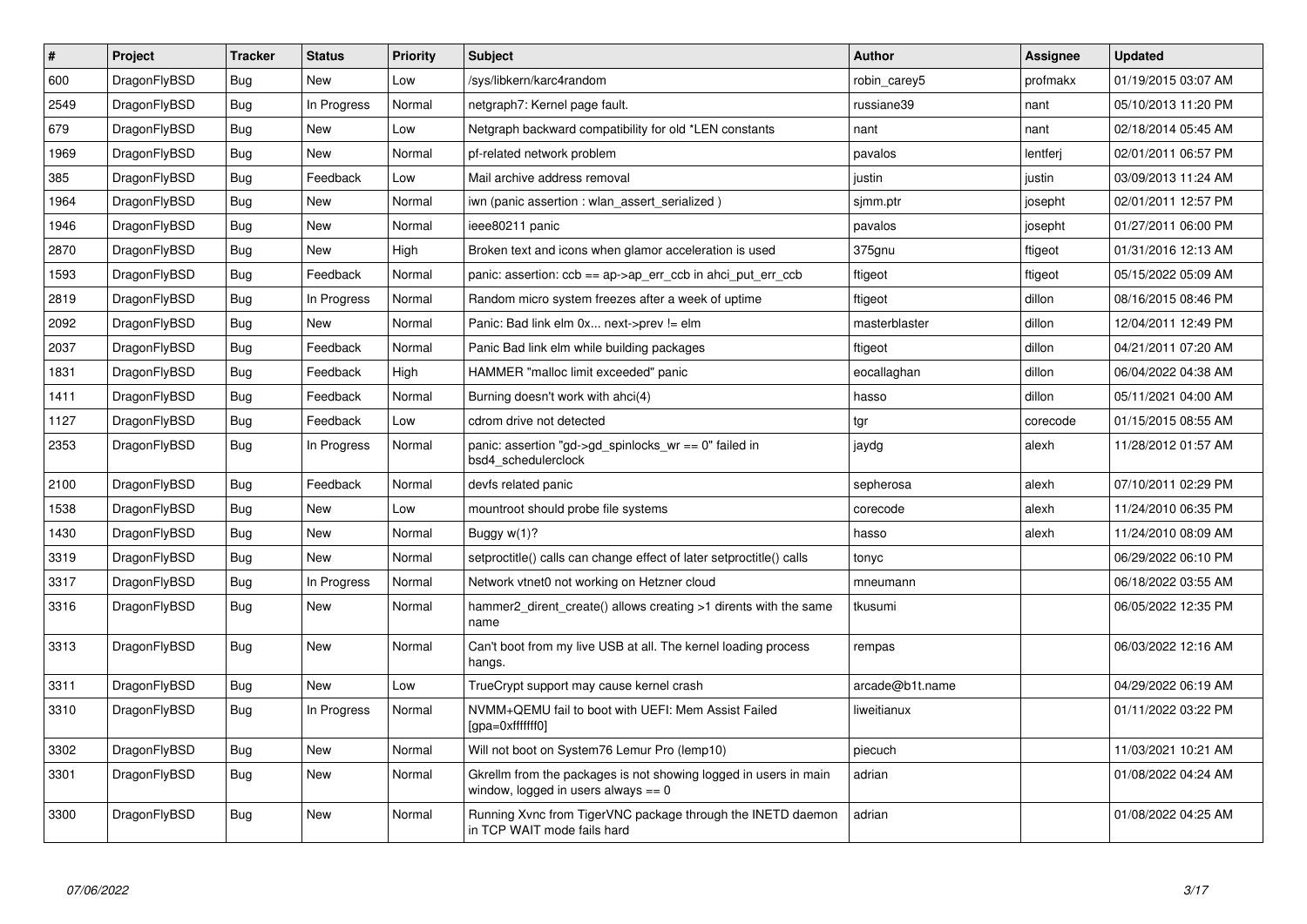| # | Project | Tracker | Status | Priority | Subject | Author | Assignee | Updated |
|---|---|---|---|---|---|---|---|---|
| 600 | DragonFlyBSD | Bug | New | Low | /sys/libkern/karc4random | robin_carey5 | profmakx | 01/19/2015 03:07 AM |
| 2549 | DragonFlyBSD | Bug | In Progress | Normal | netgraph7: Kernel page fault. | russiane39 | nant | 05/10/2013 11:20 PM |
| 679 | DragonFlyBSD | Bug | New | Low | Netgraph backward compatibility for old *LEN constants | nant | nant | 02/18/2014 05:45 AM |
| 1969 | DragonFlyBSD | Bug | New | Normal | pf-related network problem | pavalos | lentferj | 02/01/2011 06:57 PM |
| 385 | DragonFlyBSD | Bug | Feedback | Low | Mail archive address removal | justin | justin | 03/09/2013 11:24 AM |
| 1964 | DragonFlyBSD | Bug | New | Normal | iwn (panic assertion : wlan_assert_serialized ) | sjmm.ptr | josepht | 02/01/2011 12:57 PM |
| 1946 | DragonFlyBSD | Bug | New | Normal | ieee80211 panic | pavalos | josepht | 01/27/2011 06:00 PM |
| 2870 | DragonFlyBSD | Bug | New | High | Broken text and icons when glamor acceleration is used | 375gnu | ftigeot | 01/31/2016 12:13 AM |
| 1593 | DragonFlyBSD | Bug | Feedback | Normal | panic: assertion: ccb == ap->ap_err_ccb in ahci_put_err_ccb | ftigeot | ftigeot | 05/15/2022 05:09 AM |
| 2819 | DragonFlyBSD | Bug | In Progress | Normal | Random micro system freezes after a week of uptime | ftigeot | dillon | 08/16/2015 08:46 PM |
| 2092 | DragonFlyBSD | Bug | New | Normal | Panic: Bad link elm 0x... next->prev != elm | masterblaster | dillon | 12/04/2011 12:49 PM |
| 2037 | DragonFlyBSD | Bug | Feedback | Normal | Panic Bad link elm while building packages | ftigeot | dillon | 04/21/2011 07:20 AM |
| 1831 | DragonFlyBSD | Bug | Feedback | High | HAMMER "malloc limit exceeded" panic | eocallaghan | dillon | 06/04/2022 04:38 AM |
| 1411 | DragonFlyBSD | Bug | Feedback | Normal | Burning doesn't work with ahci(4) | hasso | dillon | 05/11/2021 04:00 AM |
| 1127 | DragonFlyBSD | Bug | Feedback | Low | cdrom drive not detected | tgr | corecode | 01/15/2015 08:55 AM |
| 2353 | DragonFlyBSD | Bug | In Progress | Normal | panic: assertion "gd->gd_spinlocks_wr == 0" failed in bsd4_schedulerclock | jaydg | alexh | 11/28/2012 01:57 AM |
| 2100 | DragonFlyBSD | Bug | Feedback | Normal | devfs related panic | sepherosa | alexh | 07/10/2011 02:29 PM |
| 1538 | DragonFlyBSD | Bug | New | Low | mountroot should probe file systems | corecode | alexh | 11/24/2010 06:35 PM |
| 1430 | DragonFlyBSD | Bug | New | Normal | Buggy w(1)? | hasso | alexh | 11/24/2010 08:09 AM |
| 3319 | DragonFlyBSD | Bug | New | Normal | setproctitle() calls can change effect of later setproctitle() calls | tonyc | | 06/29/2022 06:10 PM |
| 3317 | DragonFlyBSD | Bug | In Progress | Normal | Network vtnet0 not working on Hetzner cloud | mneumann | | 06/18/2022 03:55 AM |
| 3316 | DragonFlyBSD | Bug | New | Normal | hammer2_dirent_create() allows creating >1 dirents with the same name | tkusumi | | 06/05/2022 12:35 PM |
| 3313 | DragonFlyBSD | Bug | New | Normal | Can't boot from my live USB at all. The kernel loading process hangs. | rempas | | 06/03/2022 12:16 AM |
| 3311 | DragonFlyBSD | Bug | New | Low | TrueCrypt support may cause kernel crash | arcade@b1t.name | | 04/29/2022 06:19 AM |
| 3310 | DragonFlyBSD | Bug | In Progress | Normal | NVMM+QEMU fail to boot with UEFI: Mem Assist Failed [gpa=0xfffffff0] | liweitianux | | 01/11/2022 03:22 PM |
| 3302 | DragonFlyBSD | Bug | New | Normal | Will not boot on System76 Lemur Pro (lemp10) | piecuch | | 11/03/2021 10:21 AM |
| 3301 | DragonFlyBSD | Bug | New | Normal | Gkrellm from the packages is not showing logged in users in main window, logged in users always == 0 | adrian | | 01/08/2022 04:24 AM |
| 3300 | DragonFlyBSD | Bug | New | Normal | Running Xvnc from TigerVNC package through the INETD daemon in TCP WAIT mode fails hard | adrian | | 01/08/2022 04:25 AM |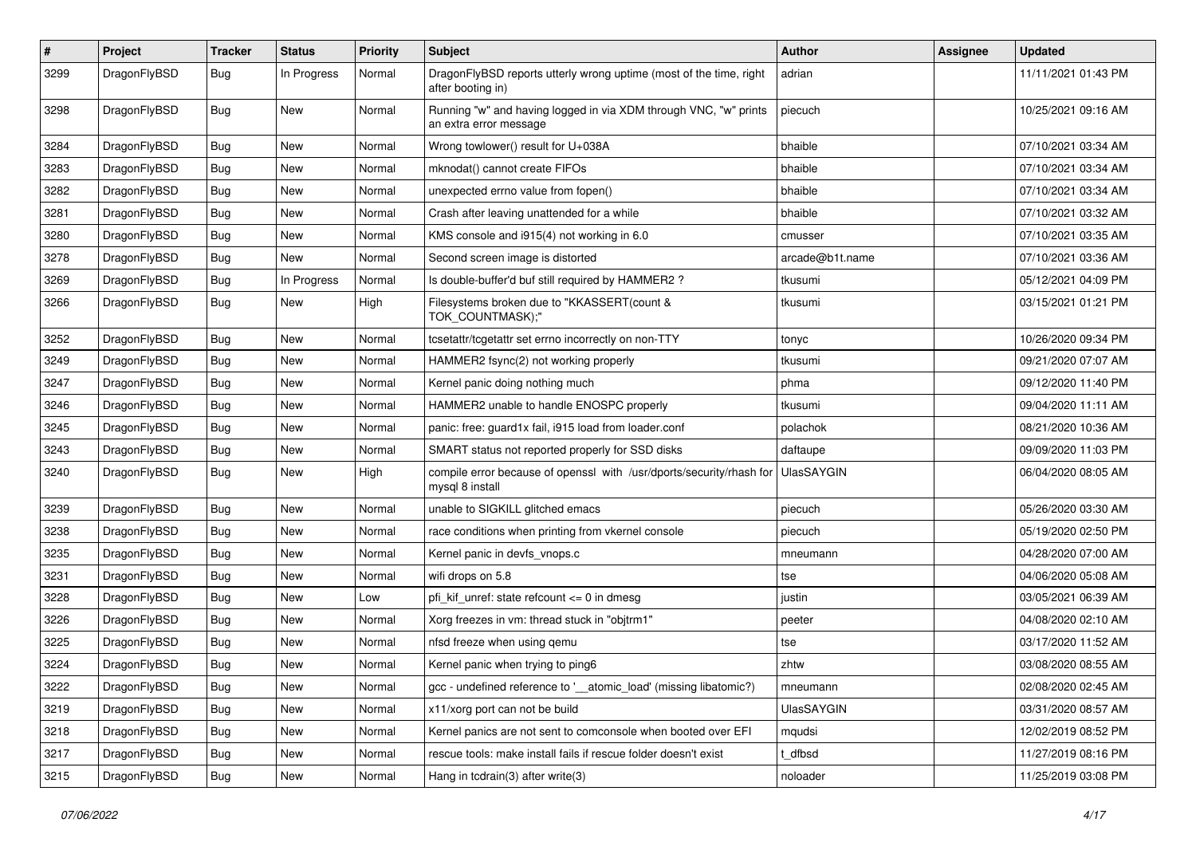| # | Project | Tracker | Status | Priority | Subject | Author | Assignee | Updated |
|---|---|---|---|---|---|---|---|---|
| 3299 | DragonFlyBSD | Bug | In Progress | Normal | DragonFlyBSD reports utterly wrong uptime (most of the time, right after booting in) | adrian | | 11/11/2021 01:43 PM |
| 3298 | DragonFlyBSD | Bug | New | Normal | Running "w" and having logged in via XDM through VNC, "w" prints an extra error message | piecuch | | 10/25/2021 09:16 AM |
| 3284 | DragonFlyBSD | Bug | New | Normal | Wrong towlower() result for U+038A | bhaible | | 07/10/2021 03:34 AM |
| 3283 | DragonFlyBSD | Bug | New | Normal | mknodat() cannot create FIFOs | bhaible | | 07/10/2021 03:34 AM |
| 3282 | DragonFlyBSD | Bug | New | Normal | unexpected errno value from fopen() | bhaible | | 07/10/2021 03:34 AM |
| 3281 | DragonFlyBSD | Bug | New | Normal | Crash after leaving unattended for a while | bhaible | | 07/10/2021 03:32 AM |
| 3280 | DragonFlyBSD | Bug | New | Normal | KMS console and i915(4) not working in 6.0 | cmusser | | 07/10/2021 03:35 AM |
| 3278 | DragonFlyBSD | Bug | New | Normal | Second screen image is distorted | arcade@b1t.name | | 07/10/2021 03:36 AM |
| 3269 | DragonFlyBSD | Bug | In Progress | Normal | Is double-buffer'd buf still required by HAMMER2 ? | tkusumi | | 05/12/2021 04:09 PM |
| 3266 | DragonFlyBSD | Bug | New | High | Filesystems broken due to "KKASSERT(count & TOK_COUNTMASK);" | tkusumi | | 03/15/2021 01:21 PM |
| 3252 | DragonFlyBSD | Bug | New | Normal | tcsetattr/tcgetattr set errno incorrectly on non-TTY | tonyc | | 10/26/2020 09:34 PM |
| 3249 | DragonFlyBSD | Bug | New | Normal | HAMMER2 fsync(2) not working properly | tkusumi | | 09/21/2020 07:07 AM |
| 3247 | DragonFlyBSD | Bug | New | Normal | Kernel panic doing nothing much | phma | | 09/12/2020 11:40 PM |
| 3246 | DragonFlyBSD | Bug | New | Normal | HAMMER2 unable to handle ENOSPC properly | tkusumi | | 09/04/2020 11:11 AM |
| 3245 | DragonFlyBSD | Bug | New | Normal | panic: free: guard1x fail, i915 load from loader.conf | polachok | | 08/21/2020 10:36 AM |
| 3243 | DragonFlyBSD | Bug | New | Normal | SMART status not reported properly for SSD disks | daftaupe | | 09/09/2020 11:03 PM |
| 3240 | DragonFlyBSD | Bug | New | High | compile error because of openssl with /usr/dports/security/rhash for mysql 8 install | UlasSAYGIN | | 06/04/2020 08:05 AM |
| 3239 | DragonFlyBSD | Bug | New | Normal | unable to SIGKILL glitched emacs | piecuch | | 05/26/2020 03:30 AM |
| 3238 | DragonFlyBSD | Bug | New | Normal | race conditions when printing from vkernel console | piecuch | | 05/19/2020 02:50 PM |
| 3235 | DragonFlyBSD | Bug | New | Normal | Kernel panic in devfs_vnops.c | mneumann | | 04/28/2020 07:00 AM |
| 3231 | DragonFlyBSD | Bug | New | Normal | wifi drops on 5.8 | tse | | 04/06/2020 05:08 AM |
| 3228 | DragonFlyBSD | Bug | New | Low | pfi_kif_unref: state refcount <= 0 in dmesg | justin | | 03/05/2021 06:39 AM |
| 3226 | DragonFlyBSD | Bug | New | Normal | Xorg freezes in vm: thread stuck in "objtrm1" | peeter | | 04/08/2020 02:10 AM |
| 3225 | DragonFlyBSD | Bug | New | Normal | nfsd freeze when using qemu | tse | | 03/17/2020 11:52 AM |
| 3224 | DragonFlyBSD | Bug | New | Normal | Kernel panic when trying to ping6 | zhtw | | 03/08/2020 08:55 AM |
| 3222 | DragonFlyBSD | Bug | New | Normal | gcc - undefined reference to '__atomic_load' (missing libatomic?) | mneumann | | 02/08/2020 02:45 AM |
| 3219 | DragonFlyBSD | Bug | New | Normal | x11/xorg port can not be build | UlasSAYGIN | | 03/31/2020 08:57 AM |
| 3218 | DragonFlyBSD | Bug | New | Normal | Kernel panics are not sent to comconsole when booted over EFI | mqudsi | | 12/02/2019 08:52 PM |
| 3217 | DragonFlyBSD | Bug | New | Normal | rescue tools: make install fails if rescue folder doesn't exist | t_dfbsd | | 11/27/2019 08:16 PM |
| 3215 | DragonFlyBSD | Bug | New | Normal | Hang in tcdrain(3) after write(3) | noloader | | 11/25/2019 03:08 PM |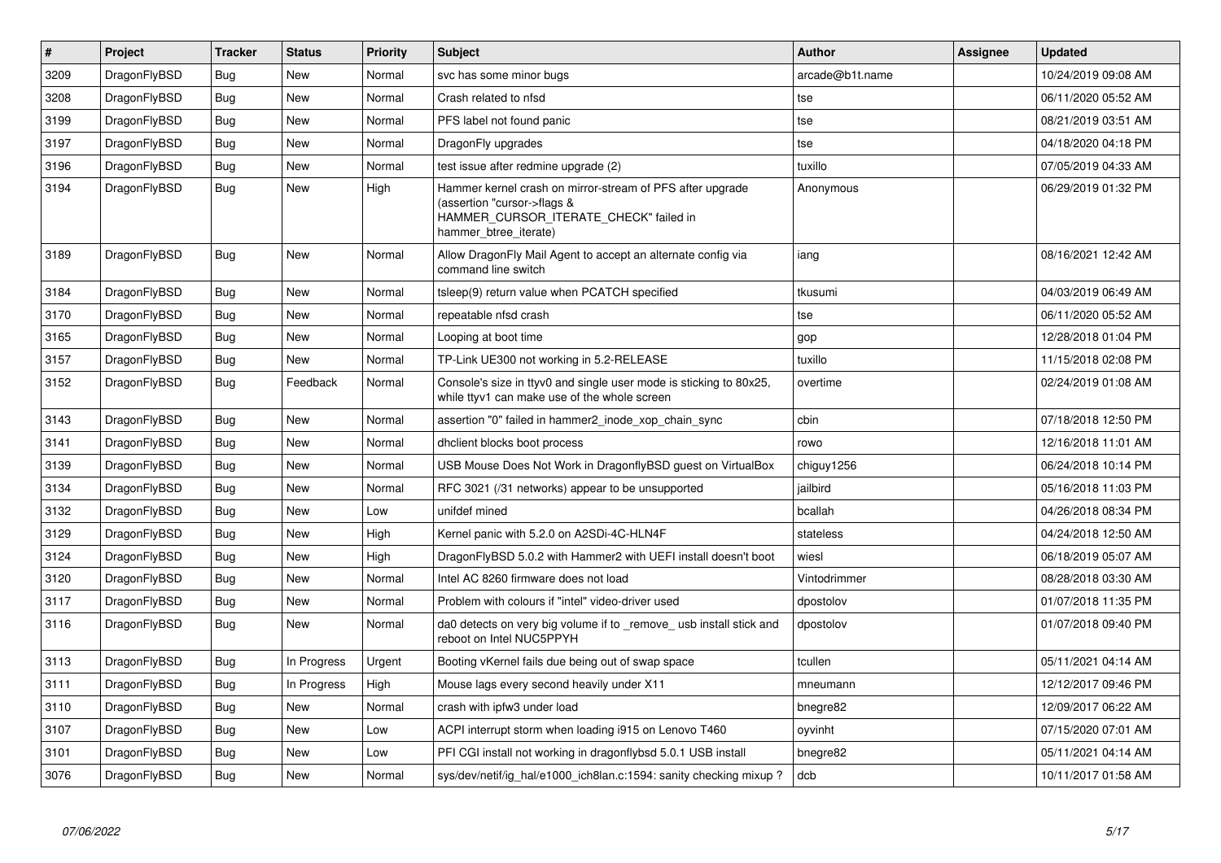| # | Project | Tracker | Status | Priority | Subject | Author | Assignee | Updated |
| --- | --- | --- | --- | --- | --- | --- | --- | --- |
| 3209 | DragonFlyBSD | Bug | New | Normal | svc has some minor bugs | arcade@b1t.name | | 10/24/2019 09:08 AM |
| 3208 | DragonFlyBSD | Bug | New | Normal | Crash related to nfsd | tse | | 06/11/2020 05:52 AM |
| 3199 | DragonFlyBSD | Bug | New | Normal | PFS label not found panic | tse | | 08/21/2019 03:51 AM |
| 3197 | DragonFlyBSD | Bug | New | Normal | DragonFly upgrades | tse | | 04/18/2020 04:18 PM |
| 3196 | DragonFlyBSD | Bug | New | Normal | test issue after redmine upgrade (2) | tuxillo | | 07/05/2019 04:33 AM |
| 3194 | DragonFlyBSD | Bug | New | High | Hammer kernel crash on mirror-stream of PFS after upgrade (assertion "cursor->flags & HAMMER_CURSOR_ITERATE_CHECK" failed in hammer_btree_iterate) | Anonymous | | 06/29/2019 01:32 PM |
| 3189 | DragonFlyBSD | Bug | New | Normal | Allow DragonFly Mail Agent to accept an alternate config via command line switch | iang | | 08/16/2021 12:42 AM |
| 3184 | DragonFlyBSD | Bug | New | Normal | tsleep(9) return value when PCATCH specified | tkusumi | | 04/03/2019 06:49 AM |
| 3170 | DragonFlyBSD | Bug | New | Normal | repeatable nfsd crash | tse | | 06/11/2020 05:52 AM |
| 3165 | DragonFlyBSD | Bug | New | Normal | Looping at boot time | gop | | 12/28/2018 01:04 PM |
| 3157 | DragonFlyBSD | Bug | New | Normal | TP-Link UE300 not working in 5.2-RELEASE | tuxillo | | 11/15/2018 02:08 PM |
| 3152 | DragonFlyBSD | Bug | Feedback | Normal | Console's size in ttyv0 and single user mode is sticking to 80x25, while ttyv1 can make use of the whole screen | overtime | | 02/24/2019 01:08 AM |
| 3143 | DragonFlyBSD | Bug | New | Normal | assertion "0" failed in hammer2_inode_xop_chain_sync | cbin | | 07/18/2018 12:50 PM |
| 3141 | DragonFlyBSD | Bug | New | Normal | dhclient blocks boot process | rowo | | 12/16/2018 11:01 AM |
| 3139 | DragonFlyBSD | Bug | New | Normal | USB Mouse Does Not Work in DragonflyBSD guest on VirtualBox | chiguy1256 | | 06/24/2018 10:14 PM |
| 3134 | DragonFlyBSD | Bug | New | Normal | RFC 3021 (/31 networks) appear to be unsupported | jailbird | | 05/16/2018 11:03 PM |
| 3132 | DragonFlyBSD | Bug | New | Low | unifdef mined | bcallah | | 04/26/2018 08:34 PM |
| 3129 | DragonFlyBSD | Bug | New | High | Kernel panic with 5.2.0 on A2SDi-4C-HLN4F | stateless | | 04/24/2018 12:50 AM |
| 3124 | DragonFlyBSD | Bug | New | High | DragonFlyBSD 5.0.2 with Hammer2 with UEFI install doesn't boot | wiesl | | 06/18/2019 05:07 AM |
| 3120 | DragonFlyBSD | Bug | New | Normal | Intel AC 8260 firmware does not load | Vintodrimmer | | 08/28/2018 03:30 AM |
| 3117 | DragonFlyBSD | Bug | New | Normal | Problem with colours if "intel" video-driver used | dpostolov | | 01/07/2018 11:35 PM |
| 3116 | DragonFlyBSD | Bug | New | Normal | da0 detects on very big volume if to _remove_ usb install stick and reboot on Intel NUC5PPYH | dpostolov | | 01/07/2018 09:40 PM |
| 3113 | DragonFlyBSD | Bug | In Progress | Urgent | Booting vKernel fails due being out of swap space | tcullen | | 05/11/2021 04:14 AM |
| 3111 | DragonFlyBSD | Bug | In Progress | High | Mouse lags every second heavily under X11 | mneumann | | 12/12/2017 09:46 PM |
| 3110 | DragonFlyBSD | Bug | New | Normal | crash with ipfw3 under load | bnegre82 | | 12/09/2017 06:22 AM |
| 3107 | DragonFlyBSD | Bug | New | Low | ACPI interrupt storm when loading i915 on Lenovo T460 | oyvinht | | 07/15/2020 07:01 AM |
| 3101 | DragonFlyBSD | Bug | New | Low | PFI CGI install not working in dragonflybsd 5.0.1 USB install | bnegre82 | | 05/11/2021 04:14 AM |
| 3076 | DragonFlyBSD | Bug | New | Normal | sys/dev/netif/ig_hal/e1000_ich8lan.c:1594: sanity checking mixup ? | dcb | | 10/11/2017 01:58 AM |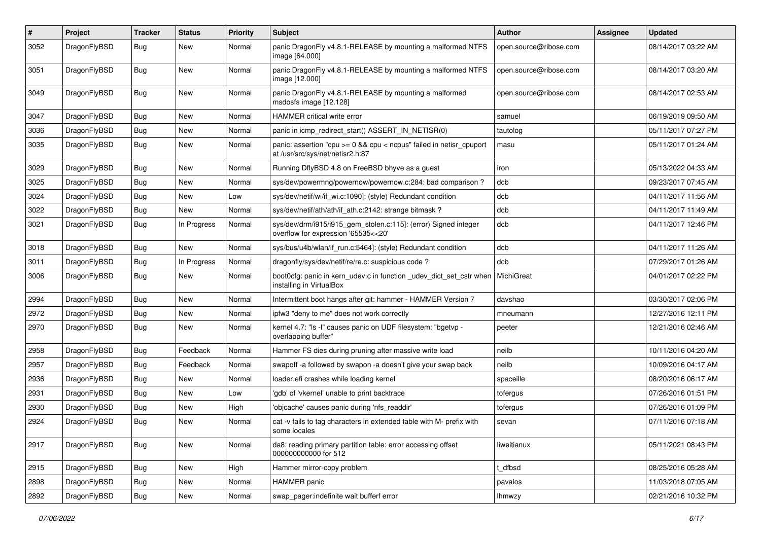| # | Project | Tracker | Status | Priority | Subject | Author | Assignee | Updated |
|---|---|---|---|---|---|---|---|---|
| 3052 | DragonFlyBSD | Bug | New | Normal | panic DragonFly v4.8.1-RELEASE by mounting a malformed NTFS image [64.000] | open.source@ribose.com | | 08/14/2017 03:22 AM |
| 3051 | DragonFlyBSD | Bug | New | Normal | panic DragonFly v4.8.1-RELEASE by mounting a malformed NTFS image [12.000] | open.source@ribose.com | | 08/14/2017 03:20 AM |
| 3049 | DragonFlyBSD | Bug | New | Normal | panic DragonFly v4.8.1-RELEASE by mounting a malformed msdosfs image [12.128] | open.source@ribose.com | | 08/14/2017 02:53 AM |
| 3047 | DragonFlyBSD | Bug | New | Normal | HAMMER critical write error | samuel | | 06/19/2019 09:50 AM |
| 3036 | DragonFlyBSD | Bug | New | Normal | panic in icmp_redirect_start() ASSERT_IN_NETISR(0) | tautolog | | 05/11/2017 07:27 PM |
| 3035 | DragonFlyBSD | Bug | New | Normal | panic: assertion "cpu >= 0 && cpu < ncpus" failed in netisr_cpuport at /usr/src/sys/net/netisr2.h:87 | masu | | 05/11/2017 01:24 AM |
| 3029 | DragonFlyBSD | Bug | New | Normal | Running DflyBSD 4.8 on FreeBSD bhyve as a guest | iron | | 05/13/2022 04:33 AM |
| 3025 | DragonFlyBSD | Bug | New | Normal | sys/dev/powermng/powernow/powernow.c:284: bad comparison ? | dcb | | 09/23/2017 07:45 AM |
| 3024 | DragonFlyBSD | Bug | New | Low | sys/dev/netif/wi/if_wi.c:1090]: (style) Redundant condition | dcb | | 04/11/2017 11:56 AM |
| 3022 | DragonFlyBSD | Bug | New | Normal | sys/dev/netif/ath/ath/if_ath.c:2142: strange bitmask ? | dcb | | 04/11/2017 11:49 AM |
| 3021 | DragonFlyBSD | Bug | In Progress | Normal | sys/dev/drm/i915/i915_gem_stolen.c:115]: (error) Signed integer overflow for expression '65535<<20' | dcb | | 04/11/2017 12:46 PM |
| 3018 | DragonFlyBSD | Bug | New | Normal | sys/bus/u4b/wlan/if_run.c:5464]: (style) Redundant condition | dcb | | 04/11/2017 11:26 AM |
| 3011 | DragonFlyBSD | Bug | In Progress | Normal | dragonfly/sys/dev/netif/re/re.c: suspicious code ? | dcb | | 07/29/2017 01:26 AM |
| 3006 | DragonFlyBSD | Bug | New | Normal | boot0cfg: panic in kern_udev.c in function _udev_dict_set_cstr when installing in VirtualBox | MichiGreat | | 04/01/2017 02:22 PM |
| 2994 | DragonFlyBSD | Bug | New | Normal | Intermittent boot hangs after git: hammer - HAMMER Version 7 | davshao | | 03/30/2017 02:06 PM |
| 2972 | DragonFlyBSD | Bug | New | Normal | ipfw3 "deny to me" does not work correctly | mneumann | | 12/27/2016 12:11 PM |
| 2970 | DragonFlyBSD | Bug | New | Normal | kernel 4.7: "ls -l" causes panic on UDF filesystem: "bgetvp - overlapping buffer" | peeter | | 12/21/2016 02:46 AM |
| 2958 | DragonFlyBSD | Bug | Feedback | Normal | Hammer FS dies during pruning after massive write load | neilb | | 10/11/2016 04:20 AM |
| 2957 | DragonFlyBSD | Bug | Feedback | Normal | swapoff -a followed by swapon -a doesn't give your swap back | neilb | | 10/09/2016 04:17 AM |
| 2936 | DragonFlyBSD | Bug | New | Normal | loader.efi crashes while loading kernel | spaceille | | 08/20/2016 06:17 AM |
| 2931 | DragonFlyBSD | Bug | New | Low | 'gdb' of 'vkernel' unable to print backtrace | tofergus | | 07/26/2016 01:51 PM |
| 2930 | DragonFlyBSD | Bug | New | High | 'objcache' causes panic during 'nfs_readdir' | tofergus | | 07/26/2016 01:09 PM |
| 2924 | DragonFlyBSD | Bug | New | Normal | cat -v fails to tag characters in extended table with M- prefix with some locales | sevan | | 07/11/2016 07:18 AM |
| 2917 | DragonFlyBSD | Bug | New | Normal | da8: reading primary partition table: error accessing offset 000000000000 for 512 | liweitianux | | 05/11/2021 08:43 PM |
| 2915 | DragonFlyBSD | Bug | New | High | Hammer mirror-copy problem | t_dfbsd | | 08/25/2016 05:28 AM |
| 2898 | DragonFlyBSD | Bug | New | Normal | HAMMER panic | pavalos | | 11/03/2018 07:05 AM |
| 2892 | DragonFlyBSD | Bug | New | Normal | swap_pager:indefinite wait bufferf error | lhmwzy | | 02/21/2016 10:32 PM |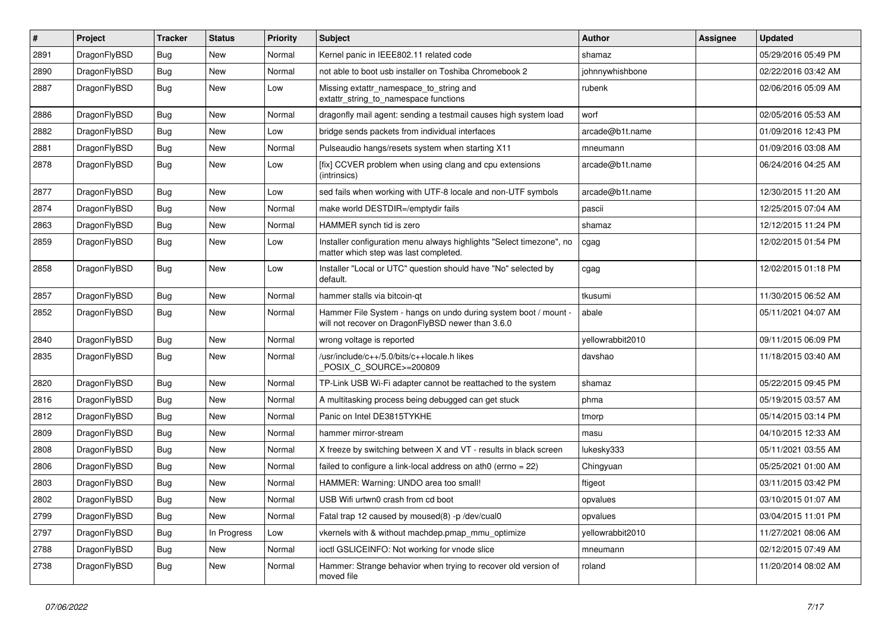| # | Project | Tracker | Status | Priority | Subject | Author | Assignee | Updated |
|---|---|---|---|---|---|---|---|---|
| 2891 | DragonFlyBSD | Bug | New | Normal | Kernel panic in IEEE802.11 related code | shamaz | | 05/29/2016 05:49 PM |
| 2890 | DragonFlyBSD | Bug | New | Normal | not able to boot usb installer on Toshiba Chromebook 2 | johnnywhishbone | | 02/22/2016 03:42 AM |
| 2887 | DragonFlyBSD | Bug | New | Low | Missing extattr_namespace_to_string and extattr_string_to_namespace functions | rubenk | | 02/06/2016 05:09 AM |
| 2886 | DragonFlyBSD | Bug | New | Normal | dragonfly mail agent: sending a testmail causes high system load | worf | | 02/05/2016 05:53 AM |
| 2882 | DragonFlyBSD | Bug | New | Low | bridge sends packets from individual interfaces | arcade@b1t.name | | 01/09/2016 12:43 PM |
| 2881 | DragonFlyBSD | Bug | New | Normal | Pulseaudio hangs/resets system when starting X11 | mneumann | | 01/09/2016 03:08 AM |
| 2878 | DragonFlyBSD | Bug | New | Low | [fix] CCVER problem when using clang and cpu extensions (intrinsics) | arcade@b1t.name | | 06/24/2016 04:25 AM |
| 2877 | DragonFlyBSD | Bug | New | Low | sed fails when working with UTF-8 locale and non-UTF symbols | arcade@b1t.name | | 12/30/2015 11:20 AM |
| 2874 | DragonFlyBSD | Bug | New | Normal | make world DESTDIR=/emptydir fails | pascii | | 12/25/2015 07:04 AM |
| 2863 | DragonFlyBSD | Bug | New | Normal | HAMMER synch tid is zero | shamaz | | 12/12/2015 11:24 PM |
| 2859 | DragonFlyBSD | Bug | New | Low | Installer configuration menu always highlights "Select timezone", no matter which step was last completed. | cgag | | 12/02/2015 01:54 PM |
| 2858 | DragonFlyBSD | Bug | New | Low | Installer "Local or UTC" question should have "No" selected by default. | cgag | | 12/02/2015 01:18 PM |
| 2857 | DragonFlyBSD | Bug | New | Normal | hammer stalls via bitcoin-qt | tkusumi | | 11/30/2015 06:52 AM |
| 2852 | DragonFlyBSD | Bug | New | Normal | Hammer File System - hangs on undo during system boot / mount - will not recover on DragonFlyBSD newer than 3.6.0 | abale | | 05/11/2021 04:07 AM |
| 2840 | DragonFlyBSD | Bug | New | Normal | wrong voltage is reported | yellowrabbit2010 | | 09/11/2015 06:09 PM |
| 2835 | DragonFlyBSD | Bug | New | Normal | /usr/include/c++/5.0/bits/c++locale.h likes _POSIX_C_SOURCE>=200809 | davshao | | 11/18/2015 03:40 AM |
| 2820 | DragonFlyBSD | Bug | New | Normal | TP-Link USB Wi-Fi adapter cannot be reattached to the system | shamaz | | 05/22/2015 09:45 PM |
| 2816 | DragonFlyBSD | Bug | New | Normal | A multitasking process being debugged can get stuck | phma | | 05/19/2015 03:57 AM |
| 2812 | DragonFlyBSD | Bug | New | Normal | Panic on Intel DE3815TYKHE | tmorp | | 05/14/2015 03:14 PM |
| 2809 | DragonFlyBSD | Bug | New | Normal | hammer mirror-stream | masu | | 04/10/2015 12:33 AM |
| 2808 | DragonFlyBSD | Bug | New | Normal | X freeze by switching between X and VT - results in black screen | lukesky333 | | 05/11/2021 03:55 AM |
| 2806 | DragonFlyBSD | Bug | New | Normal | failed to configure a link-local address on ath0 (errno = 22) | Chingyuan | | 05/25/2021 01:00 AM |
| 2803 | DragonFlyBSD | Bug | New | Normal | HAMMER: Warning: UNDO area too small! | ftigeot | | 03/11/2015 03:42 PM |
| 2802 | DragonFlyBSD | Bug | New | Normal | USB Wifi urtwn0 crash from cd boot | opvalues | | 03/10/2015 01:07 AM |
| 2799 | DragonFlyBSD | Bug | New | Normal | Fatal trap 12 caused by moused(8) -p /dev/cual0 | opvalues | | 03/04/2015 11:01 PM |
| 2797 | DragonFlyBSD | Bug | In Progress | Low | vkernels with & without machdep.pmap_mmu_optimize | yellowrabbit2010 | | 11/27/2021 08:06 AM |
| 2788 | DragonFlyBSD | Bug | New | Normal | ioctl GSLICEINFO: Not working for vnode slice | mneumann | | 02/12/2015 07:49 AM |
| 2738 | DragonFlyBSD | Bug | New | Normal | Hammer: Strange behavior when trying to recover old version of moved file | roland | | 11/20/2014 08:02 AM |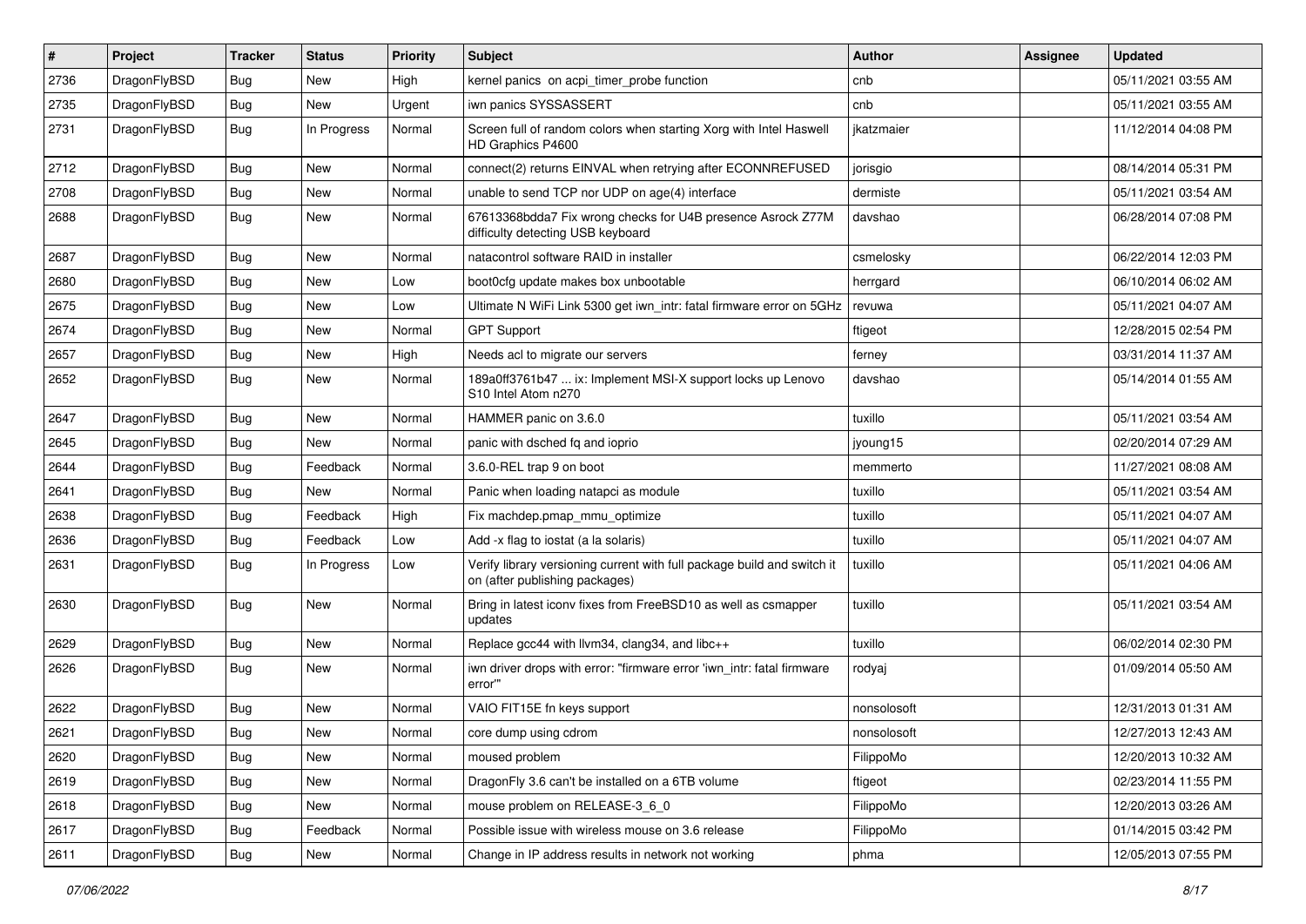| # | Project | Tracker | Status | Priority | Subject | Author | Assignee | Updated |
|---|---|---|---|---|---|---|---|---|
| 2736 | DragonFlyBSD | Bug | New | High | kernel panics on acpi_timer_probe function | cnb | | 05/11/2021 03:55 AM |
| 2735 | DragonFlyBSD | Bug | New | Urgent | iwn panics SYSSASSERT | cnb | | 05/11/2021 03:55 AM |
| 2731 | DragonFlyBSD | Bug | In Progress | Normal | Screen full of random colors when starting Xorg with Intel Haswell HD Graphics P4600 | jkatzmaier | | 11/12/2014 04:08 PM |
| 2712 | DragonFlyBSD | Bug | New | Normal | connect(2) returns EINVAL when retrying after ECONNREFUSED | jorisgio | | 08/14/2014 05:31 PM |
| 2708 | DragonFlyBSD | Bug | New | Normal | unable to send TCP nor UDP on age(4) interface | dermiste | | 05/11/2021 03:54 AM |
| 2688 | DragonFlyBSD | Bug | New | Normal | 67613368bdda7 Fix wrong checks for U4B presence Asrock Z77M difficulty detecting USB keyboard | davshao | | 06/28/2014 07:08 PM |
| 2687 | DragonFlyBSD | Bug | New | Normal | natacontrol software RAID in installer | csmelosky | | 06/22/2014 12:03 PM |
| 2680 | DragonFlyBSD | Bug | New | Low | boot0cfg update makes box unbootable | herrgard | | 06/10/2014 06:02 AM |
| 2675 | DragonFlyBSD | Bug | New | Low | Ultimate N WiFi Link 5300 get iwn_intr: fatal firmware error on 5GHz | revuwa | | 05/11/2021 04:07 AM |
| 2674 | DragonFlyBSD | Bug | New | Normal | GPT Support | ftigeot | | 12/28/2015 02:54 PM |
| 2657 | DragonFlyBSD | Bug | New | High | Needs acl to migrate our servers | ferney | | 03/31/2014 11:37 AM |
| 2652 | DragonFlyBSD | Bug | New | Normal | 189a0ff3761b47 ... ix: Implement MSI-X support locks up Lenovo S10 Intel Atom n270 | davshao | | 05/14/2014 01:55 AM |
| 2647 | DragonFlyBSD | Bug | New | Normal | HAMMER panic on 3.6.0 | tuxillo | | 05/11/2021 03:54 AM |
| 2645 | DragonFlyBSD | Bug | New | Normal | panic with dsched fq and ioprio | jyoung15 | | 02/20/2014 07:29 AM |
| 2644 | DragonFlyBSD | Bug | Feedback | Normal | 3.6.0-REL trap 9 on boot | memmerto | | 11/27/2021 08:08 AM |
| 2641 | DragonFlyBSD | Bug | New | Normal | Panic when loading natapci as module | tuxillo | | 05/11/2021 03:54 AM |
| 2638 | DragonFlyBSD | Bug | Feedback | High | Fix machdep.pmap_mmu_optimize | tuxillo | | 05/11/2021 04:07 AM |
| 2636 | DragonFlyBSD | Bug | Feedback | Low | Add -x flag to iostat (a la solaris) | tuxillo | | 05/11/2021 04:07 AM |
| 2631 | DragonFlyBSD | Bug | In Progress | Low | Verify library versioning current with full package build and switch it on (after publishing packages) | tuxillo | | 05/11/2021 04:06 AM |
| 2630 | DragonFlyBSD | Bug | New | Normal | Bring in latest iconv fixes from FreeBSD10 as well as csmapper updates | tuxillo | | 05/11/2021 03:54 AM |
| 2629 | DragonFlyBSD | Bug | New | Normal | Replace gcc44 with llvm34, clang34, and libc++ | tuxillo | | 06/02/2014 02:30 PM |
| 2626 | DragonFlyBSD | Bug | New | Normal | iwn driver drops with error: "firmware error 'iwn_intr: fatal firmware error'" | rodyaj | | 01/09/2014 05:50 AM |
| 2622 | DragonFlyBSD | Bug | New | Normal | VAIO FIT15E fn keys support | nonsolosoft | | 12/31/2013 01:31 AM |
| 2621 | DragonFlyBSD | Bug | New | Normal | core dump using cdrom | nonsolosoft | | 12/27/2013 12:43 AM |
| 2620 | DragonFlyBSD | Bug | New | Normal | moused problem | FilippoMo | | 12/20/2013 10:32 AM |
| 2619 | DragonFlyBSD | Bug | New | Normal | DragonFly 3.6 can't be installed on a 6TB volume | ftigeot | | 02/23/2014 11:55 PM |
| 2618 | DragonFlyBSD | Bug | New | Normal | mouse problem on RELEASE-3_6_0 | FilippoMo | | 12/20/2013 03:26 AM |
| 2617 | DragonFlyBSD | Bug | Feedback | Normal | Possible issue with wireless mouse on 3.6 release | FilippoMo | | 01/14/2015 03:42 PM |
| 2611 | DragonFlyBSD | Bug | New | Normal | Change in IP address results in network not working | phma | | 12/05/2013 07:55 PM |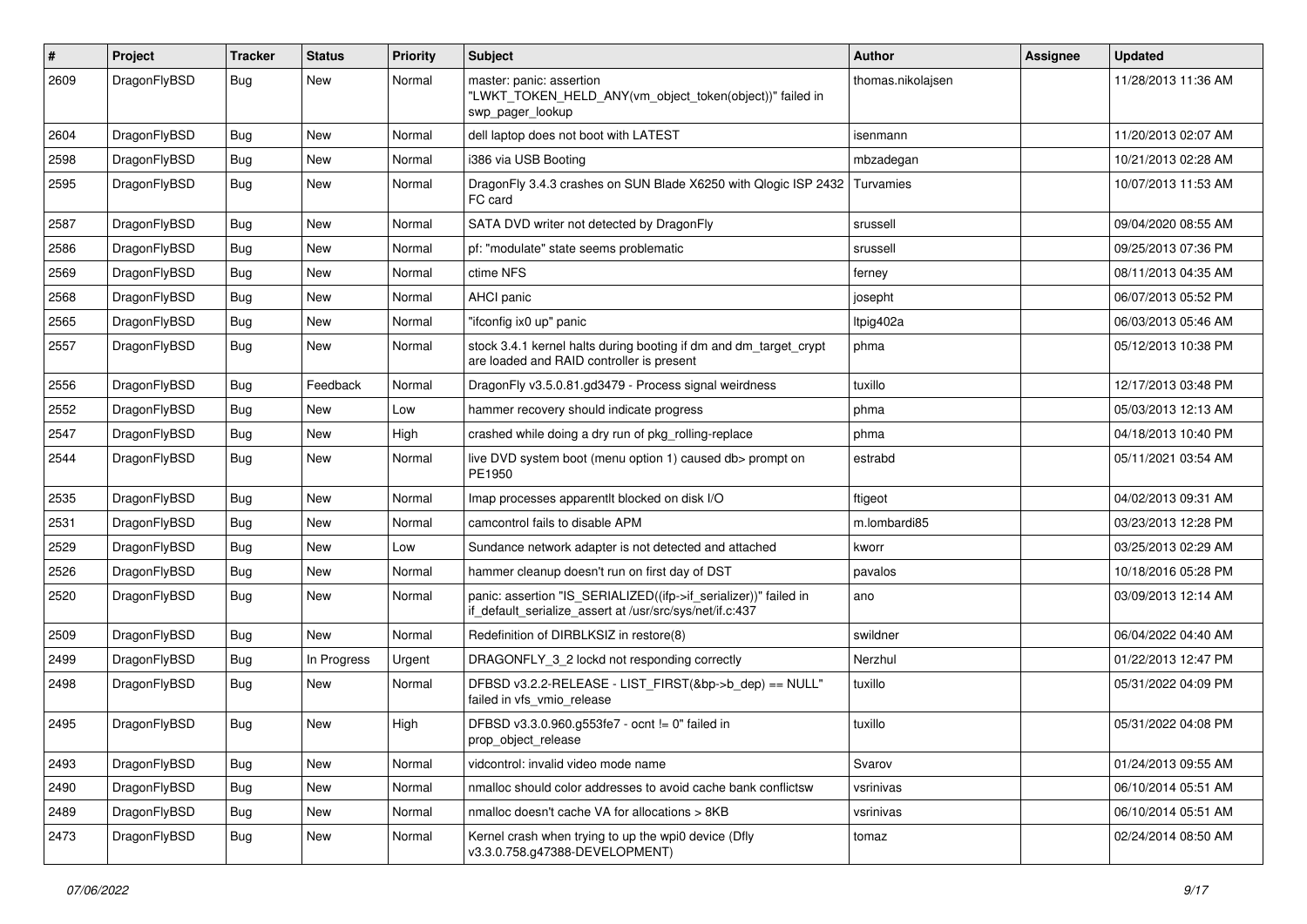| # | Project | Tracker | Status | Priority | Subject | Author | Assignee | Updated |
| --- | --- | --- | --- | --- | --- | --- | --- | --- |
| 2609 | DragonFlyBSD | Bug | New | Normal | master: panic: assertion "LWKT_TOKEN_HELD_ANY(vm_object_token(object))" failed in swp_pager_lookup | thomas.nikolajsen | | 11/28/2013 11:36 AM |
| 2604 | DragonFlyBSD | Bug | New | Normal | dell laptop does not boot with LATEST | isenmann | | 11/20/2013 02:07 AM |
| 2598 | DragonFlyBSD | Bug | New | Normal | i386 via USB Booting | mbzadegan | | 10/21/2013 02:28 AM |
| 2595 | DragonFlyBSD | Bug | New | Normal | DragonFly 3.4.3 crashes on SUN Blade X6250 with Qlogic ISP 2432 FC card | Turvamies | | 10/07/2013 11:53 AM |
| 2587 | DragonFlyBSD | Bug | New | Normal | SATA DVD writer not detected by DragonFly | srussell | | 09/04/2020 08:55 AM |
| 2586 | DragonFlyBSD | Bug | New | Normal | pf: "modulate" state seems problematic | srussell | | 09/25/2013 07:36 PM |
| 2569 | DragonFlyBSD | Bug | New | Normal | ctime NFS | ferney | | 08/11/2013 04:35 AM |
| 2568 | DragonFlyBSD | Bug | New | Normal | AHCI panic | josepht | | 06/07/2013 05:52 PM |
| 2565 | DragonFlyBSD | Bug | New | Normal | "ifconfig ix0 up" panic | ltpig402a | | 06/03/2013 05:46 AM |
| 2557 | DragonFlyBSD | Bug | New | Normal | stock 3.4.1 kernel halts during booting if dm and dm_target_crypt are loaded and RAID controller is present | phma | | 05/12/2013 10:38 PM |
| 2556 | DragonFlyBSD | Bug | Feedback | Normal | DragonFly v3.5.0.81.gd3479 - Process signal weirdness | tuxillo | | 12/17/2013 03:48 PM |
| 2552 | DragonFlyBSD | Bug | New | Low | hammer recovery should indicate progress | phma | | 05/03/2013 12:13 AM |
| 2547 | DragonFlyBSD | Bug | New | High | crashed while doing a dry run of pkg_rolling-replace | phma | | 04/18/2013 10:40 PM |
| 2544 | DragonFlyBSD | Bug | New | Normal | live DVD system boot (menu option 1) caused db> prompt on PE1950 | estrabd | | 05/11/2021 03:54 AM |
| 2535 | DragonFlyBSD | Bug | New | Normal | Imap processes apparentlt blocked on disk I/O | ftigeot | | 04/02/2013 09:31 AM |
| 2531 | DragonFlyBSD | Bug | New | Normal | camcontrol fails to disable APM | m.lombardi85 | | 03/23/2013 12:28 PM |
| 2529 | DragonFlyBSD | Bug | New | Low | Sundance network adapter is not detected and attached | kworr | | 03/25/2013 02:29 AM |
| 2526 | DragonFlyBSD | Bug | New | Normal | hammer cleanup doesn't run on first day of DST | pavalos | | 10/18/2016 05:28 PM |
| 2520 | DragonFlyBSD | Bug | New | Normal | panic: assertion "IS_SERIALIZED((ifp->if_serializer))" failed in if_default_serialize_assert at /usr/src/sys/net/if.c:437 | ano | | 03/09/2013 12:14 AM |
| 2509 | DragonFlyBSD | Bug | New | Normal | Redefinition of DIRBLKSIZ in restore(8) | swildner | | 06/04/2022 04:40 AM |
| 2499 | DragonFlyBSD | Bug | In Progress | Urgent | DRAGONFLY_3_2 lockd not responding correctly | Nerzhul | | 01/22/2013 12:47 PM |
| 2498 | DragonFlyBSD | Bug | New | Normal | DFBSD v3.2.2-RELEASE - LIST_FIRST(&bp->b_dep) == NULL" failed in vfs_vmio_release | tuxillo | | 05/31/2022 04:09 PM |
| 2495 | DragonFlyBSD | Bug | New | High | DFBSD v3.3.0.960.g553fe7 - ocnt != 0" failed in prop_object_release | tuxillo | | 05/31/2022 04:08 PM |
| 2493 | DragonFlyBSD | Bug | New | Normal | vidcontrol: invalid video mode name | Svarov | | 01/24/2013 09:55 AM |
| 2490 | DragonFlyBSD | Bug | New | Normal | nmalloc should color addresses to avoid cache bank conflictsw | vsrinivas | | 06/10/2014 05:51 AM |
| 2489 | DragonFlyBSD | Bug | New | Normal | nmalloc doesn't cache VA for allocations > 8KB | vsrinivas | | 06/10/2014 05:51 AM |
| 2473 | DragonFlyBSD | Bug | New | Normal | Kernel crash when trying to up the wpi0 device (Dfly v3.3.0.758.g47388-DEVELOPMENT) | tomaz | | 02/24/2014 08:50 AM |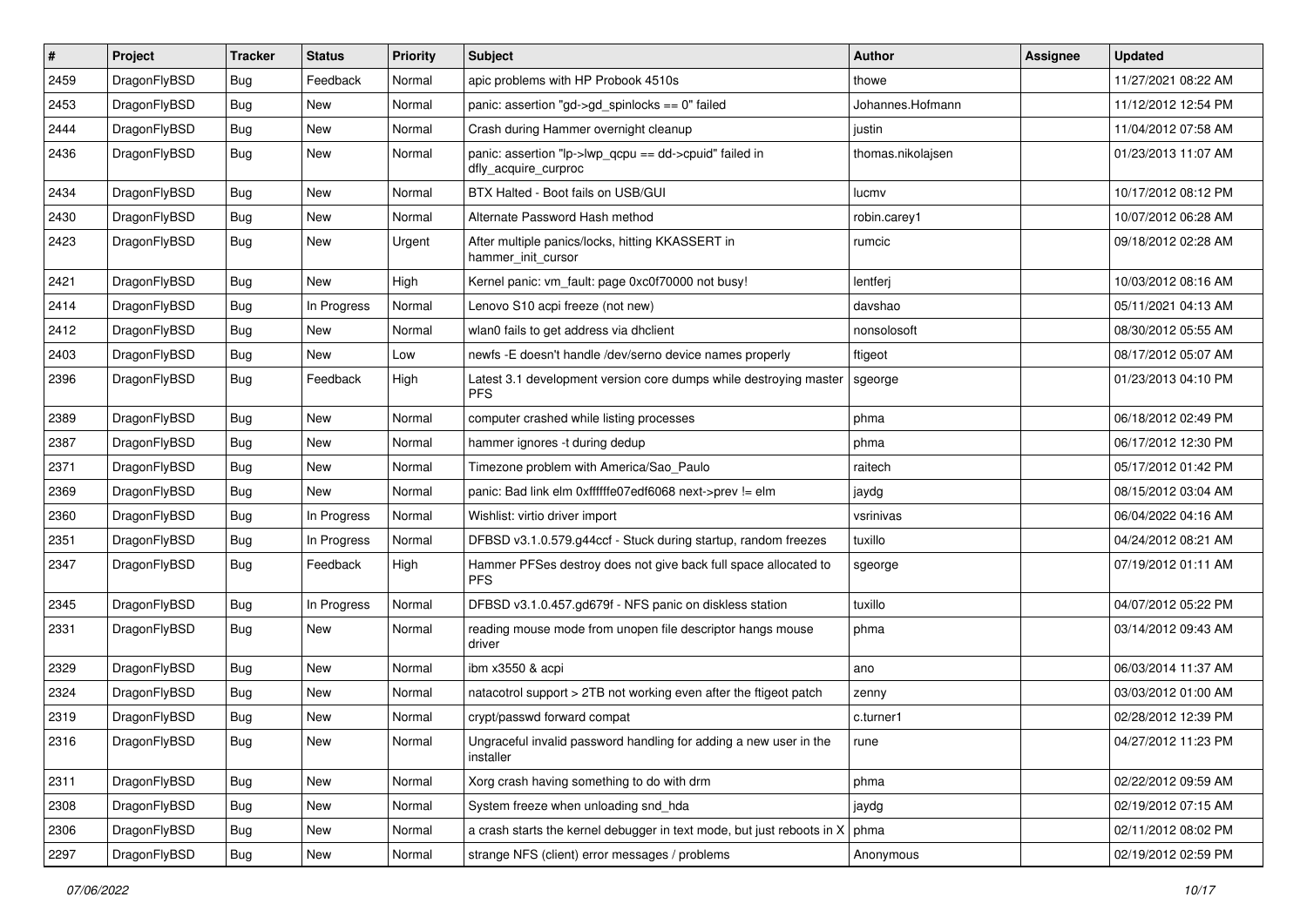| # | Project | Tracker | Status | Priority | Subject | Author | Assignee | Updated |
|---|---|---|---|---|---|---|---|---|
| 2459 | DragonFlyBSD | Bug | Feedback | Normal | apic problems with HP Probook 4510s | thowe | | 11/27/2021 08:22 AM |
| 2453 | DragonFlyBSD | Bug | New | Normal | panic: assertion "gd->gd_spinlocks == 0" failed | Johannes.Hofmann | | 11/12/2012 12:54 PM |
| 2444 | DragonFlyBSD | Bug | New | Normal | Crash during Hammer overnight cleanup | justin | | 11/04/2012 07:58 AM |
| 2436 | DragonFlyBSD | Bug | New | Normal | panic: assertion "lp->lwp_qcpu == dd->cpuid" failed in dfly_acquire_curproc | thomas.nikolajsen | | 01/23/2013 11:07 AM |
| 2434 | DragonFlyBSD | Bug | New | Normal | BTX Halted - Boot fails on USB/GUI | lucmv | | 10/17/2012 08:12 PM |
| 2430 | DragonFlyBSD | Bug | New | Normal | Alternate Password Hash method | robin.carey1 | | 10/07/2012 06:28 AM |
| 2423 | DragonFlyBSD | Bug | New | Urgent | After multiple panics/locks, hitting KKASSERT in hammer_init_cursor | rumcic | | 09/18/2012 02:28 AM |
| 2421 | DragonFlyBSD | Bug | New | High | Kernel panic: vm_fault: page 0xc0f70000 not busy! | lentferj | | 10/03/2012 08:16 AM |
| 2414 | DragonFlyBSD | Bug | In Progress | Normal | Lenovo S10 acpi freeze (not new) | davshao | | 05/11/2021 04:13 AM |
| 2412 | DragonFlyBSD | Bug | New | Normal | wlan0 fails to get address via dhclient | nonsolosoft | | 08/30/2012 05:55 AM |
| 2403 | DragonFlyBSD | Bug | New | Low | newfs -E doesn't handle /dev/serno device names properly | ftigeot | | 08/17/2012 05:07 AM |
| 2396 | DragonFlyBSD | Bug | Feedback | High | Latest 3.1 development version core dumps while destroying master PFS | sgeorge | | 01/23/2013 04:10 PM |
| 2389 | DragonFlyBSD | Bug | New | Normal | computer crashed while listing processes | phma | | 06/18/2012 02:49 PM |
| 2387 | DragonFlyBSD | Bug | New | Normal | hammer ignores -t during dedup | phma | | 06/17/2012 12:30 PM |
| 2371 | DragonFlyBSD | Bug | New | Normal | Timezone problem with America/Sao_Paulo | raitech | | 05/17/2012 01:42 PM |
| 2369 | DragonFlyBSD | Bug | New | Normal | panic: Bad link elm 0xffffffe07edf6068 next->prev != elm | jaydg | | 08/15/2012 03:04 AM |
| 2360 | DragonFlyBSD | Bug | In Progress | Normal | Wishlist: virtio driver import | vsrinivas | | 06/04/2022 04:16 AM |
| 2351 | DragonFlyBSD | Bug | In Progress | Normal | DFBSD v3.1.0.579.g44ccf - Stuck during startup, random freezes | tuxillo | | 04/24/2012 08:21 AM |
| 2347 | DragonFlyBSD | Bug | Feedback | High | Hammer PFSes destroy does not give back full space allocated to PFS | sgeorge | | 07/19/2012 01:11 AM |
| 2345 | DragonFlyBSD | Bug | In Progress | Normal | DFBSD v3.1.0.457.gd679f - NFS panic on diskless station | tuxillo | | 04/07/2012 05:22 PM |
| 2331 | DragonFlyBSD | Bug | New | Normal | reading mouse mode from unopen file descriptor hangs mouse driver | phma | | 03/14/2012 09:43 AM |
| 2329 | DragonFlyBSD | Bug | New | Normal | ibm x3550 & acpi | ano | | 06/03/2014 11:37 AM |
| 2324 | DragonFlyBSD | Bug | New | Normal | natacotrol support > 2TB not working even after the ftigeot patch | zenny | | 03/03/2012 01:00 AM |
| 2319 | DragonFlyBSD | Bug | New | Normal | crypt/passwd forward compat | c.turner1 | | 02/28/2012 12:39 PM |
| 2316 | DragonFlyBSD | Bug | New | Normal | Ungraceful invalid password handling for adding a new user in the installer | rune | | 04/27/2012 11:23 PM |
| 2311 | DragonFlyBSD | Bug | New | Normal | Xorg crash having something to do with drm | phma | | 02/22/2012 09:59 AM |
| 2308 | DragonFlyBSD | Bug | New | Normal | System freeze when unloading snd_hda | jaydg | | 02/19/2012 07:15 AM |
| 2306 | DragonFlyBSD | Bug | New | Normal | a crash starts the kernel debugger in text mode, but just reboots in X | phma | | 02/11/2012 08:02 PM |
| 2297 | DragonFlyBSD | Bug | New | Normal | strange NFS (client) error messages / problems | Anonymous | | 02/19/2012 02:59 PM |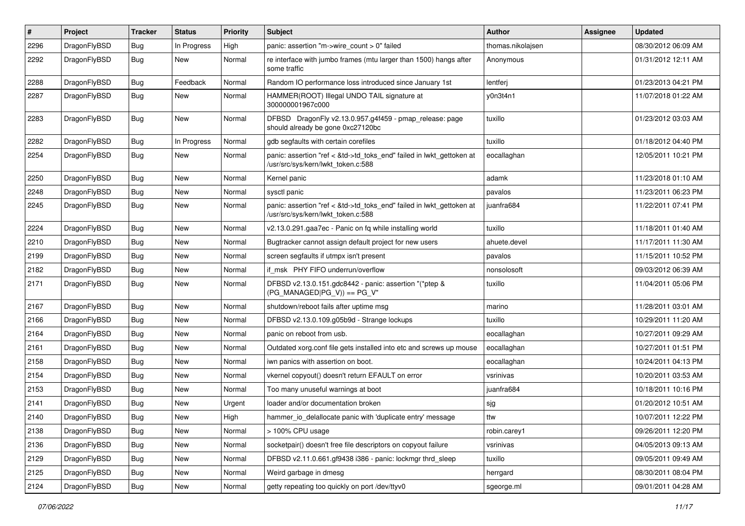| # | Project | Tracker | Status | Priority | Subject | Author | Assignee | Updated |
|---|---|---|---|---|---|---|---|---|
| 2296 | DragonFlyBSD | Bug | In Progress | High | panic: assertion "m->wire_count > 0" failed | thomas.nikolajsen | | 08/30/2012 06:09 AM |
| 2292 | DragonFlyBSD | Bug | New | Normal | re interface with jumbo frames (mtu larger than 1500) hangs after some traffic | Anonymous | | 01/31/2012 12:11 AM |
| 2288 | DragonFlyBSD | Bug | Feedback | Normal | Random IO performance loss introduced since January 1st | lentferj | | 01/23/2013 04:21 PM |
| 2287 | DragonFlyBSD | Bug | New | Normal | HAMMER(ROOT) Illegal UNDO TAIL signature at 300000001967c000 | y0n3t4n1 | | 11/07/2018 01:22 AM |
| 2283 | DragonFlyBSD | Bug | New | Normal | DFBSD DragonFly v2.13.0.957.g4f459 - pmap_release: page should already be gone 0xc27120bc | tuxillo | | 01/23/2012 03:03 AM |
| 2282 | DragonFlyBSD | Bug | In Progress | Normal | gdb segfaults with certain corefiles | tuxillo | | 01/18/2012 04:40 PM |
| 2254 | DragonFlyBSD | Bug | New | Normal | panic: assertion "ref < &td->td_toks_end" failed in lwkt_gettoken at /usr/src/sys/kern/lwkt_token.c:588 | eocallaghan | | 12/05/2011 10:21 PM |
| 2250 | DragonFlyBSD | Bug | New | Normal | Kernel panic | adamk | | 11/23/2018 01:10 AM |
| 2248 | DragonFlyBSD | Bug | New | Normal | sysctl panic | pavalos | | 11/23/2011 06:23 PM |
| 2245 | DragonFlyBSD | Bug | New | Normal | panic: assertion "ref < &td->td_toks_end" failed in lwkt_gettoken at /usr/src/sys/kern/lwkt_token.c:588 | juanfra684 | | 11/22/2011 07:41 PM |
| 2224 | DragonFlyBSD | Bug | New | Normal | v2.13.0.291.gaa7ec - Panic on fq while installing world | tuxillo | | 11/18/2011 01:40 AM |
| 2210 | DragonFlyBSD | Bug | New | Normal | Bugtracker cannot assign default project for new users | ahuete.devel | | 11/17/2011 11:30 AM |
| 2199 | DragonFlyBSD | Bug | New | Normal | screen segfaults if utmpx isn't present | pavalos | | 11/15/2011 10:52 PM |
| 2182 | DragonFlyBSD | Bug | New | Normal | if_msk PHY FIFO underrun/overflow | nonsolosoft | | 09/03/2012 06:39 AM |
| 2171 | DragonFlyBSD | Bug | New | Normal | DFBSD v2.13.0.151.gdc8442 - panic: assertion "(*ptep & (PG_MANAGED\|PG_V)) == PG_V" | tuxillo | | 11/04/2011 05:06 PM |
| 2167 | DragonFlyBSD | Bug | New | Normal | shutdown/reboot fails after uptime msg | marino | | 11/28/2011 03:01 AM |
| 2166 | DragonFlyBSD | Bug | New | Normal | DFBSD v2.13.0.109.g05b9d - Strange lockups | tuxillo | | 10/29/2011 11:20 AM |
| 2164 | DragonFlyBSD | Bug | New | Normal | panic on reboot from usb. | eocallaghan | | 10/27/2011 09:29 AM |
| 2161 | DragonFlyBSD | Bug | New | Normal | Outdated xorg.conf file gets installed into etc and screws up mouse | eocallaghan | | 10/27/2011 01:51 PM |
| 2158 | DragonFlyBSD | Bug | New | Normal | iwn panics with assertion on boot. | eocallaghan | | 10/24/2011 04:13 PM |
| 2154 | DragonFlyBSD | Bug | New | Normal | vkernel copyout() doesn't return EFAULT on error | vsrinivas | | 10/20/2011 03:53 AM |
| 2153 | DragonFlyBSD | Bug | New | Normal | Too many unuseful warnings at boot | juanfra684 | | 10/18/2011 10:16 PM |
| 2141 | DragonFlyBSD | Bug | New | Urgent | loader and/or documentation broken | sjg | | 01/20/2012 10:51 AM |
| 2140 | DragonFlyBSD | Bug | New | High | hammer_io_delallocate panic with 'duplicate entry' message | ttw | | 10/07/2011 12:22 PM |
| 2138 | DragonFlyBSD | Bug | New | Normal | > 100% CPU usage | robin.carey1 | | 09/26/2011 12:20 PM |
| 2136 | DragonFlyBSD | Bug | New | Normal | socketpair() doesn't free file descriptors on copyout failure | vsrinivas | | 04/05/2013 09:13 AM |
| 2129 | DragonFlyBSD | Bug | New | Normal | DFBSD v2.11.0.661.gf9438 i386 - panic: lockmgr thrd_sleep | tuxillo | | 09/05/2011 09:49 AM |
| 2125 | DragonFlyBSD | Bug | New | Normal | Weird garbage in dmesg | herrgard | | 08/30/2011 08:04 PM |
| 2124 | DragonFlyBSD | Bug | New | Normal | getty repeating too quickly on port /dev/ttyv0 | sgeorge.ml | | 09/01/2011 04:28 AM |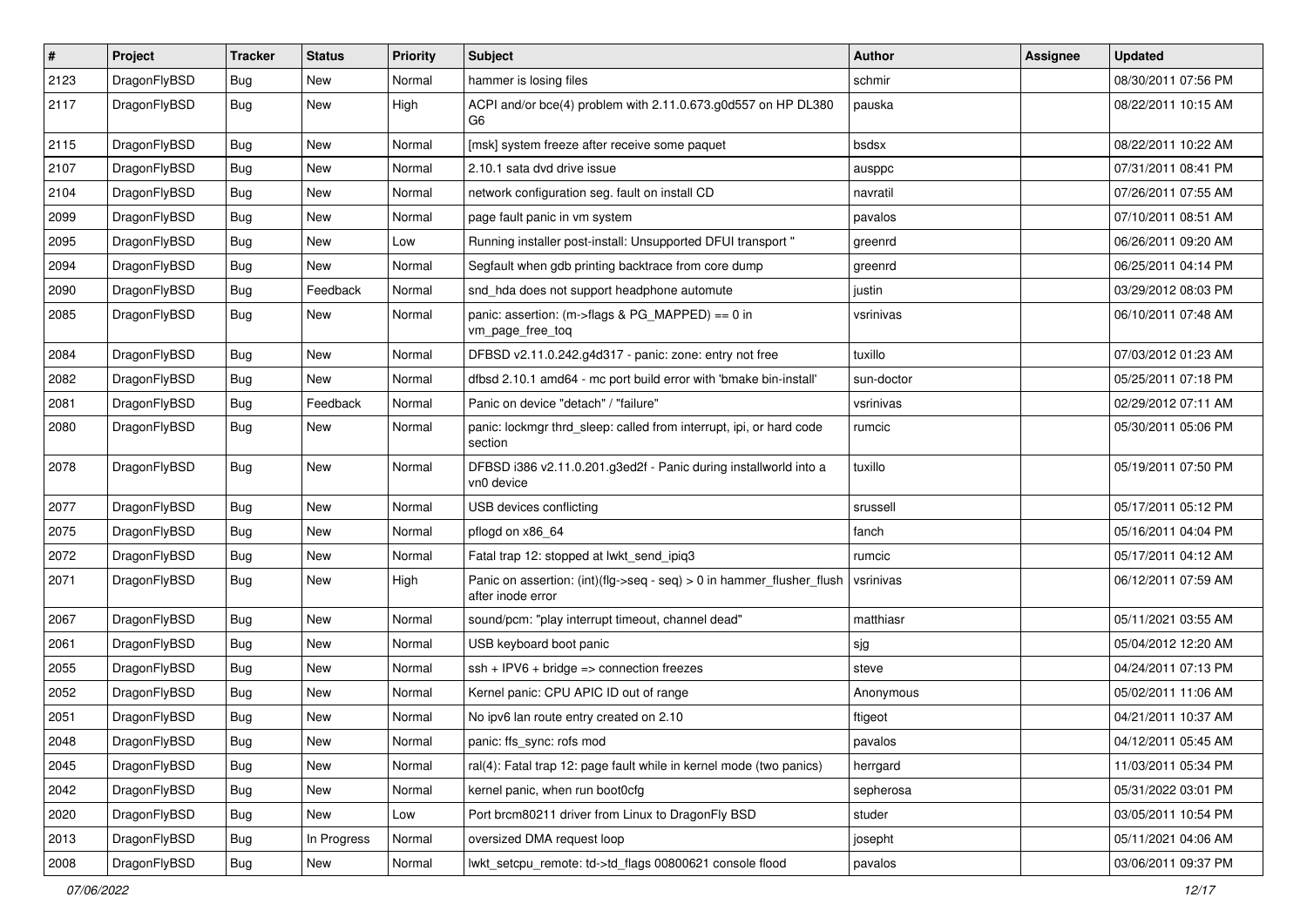| # | Project | Tracker | Status | Priority | Subject | Author | Assignee | Updated |
|---|---|---|---|---|---|---|---|---|
| 2123 | DragonFlyBSD | Bug | New | Normal | hammer is losing files | schmir | | 08/30/2011 07:56 PM |
| 2117 | DragonFlyBSD | Bug | New | High | ACPI and/or bce(4) problem with 2.11.0.673.g0d557 on HP DL380 G6 | pauska | | 08/22/2011 10:15 AM |
| 2115 | DragonFlyBSD | Bug | New | Normal | [msk] system freeze after receive some paquet | bsdsx | | 08/22/2011 10:22 AM |
| 2107 | DragonFlyBSD | Bug | New | Normal | 2.10.1 sata dvd drive issue | ausppc | | 07/31/2011 08:41 PM |
| 2104 | DragonFlyBSD | Bug | New | Normal | network configuration seg. fault on install CD | navratil | | 07/26/2011 07:55 AM |
| 2099 | DragonFlyBSD | Bug | New | Normal | page fault panic in vm system | pavalos | | 07/10/2011 08:51 AM |
| 2095 | DragonFlyBSD | Bug | New | Low | Running installer post-install: Unsupported DFUI transport " | greenrd | | 06/26/2011 09:20 AM |
| 2094 | DragonFlyBSD | Bug | New | Normal | Segfault when gdb printing backtrace from core dump | greenrd | | 06/25/2011 04:14 PM |
| 2090 | DragonFlyBSD | Bug | Feedback | Normal | snd_hda does not support headphone automute | justin | | 03/29/2012 08:03 PM |
| 2085 | DragonFlyBSD | Bug | New | Normal | panic: assertion: (m->flags & PG_MAPPED) == 0 in vm_page_free_toq | vsrinivas | | 06/10/2011 07:48 AM |
| 2084 | DragonFlyBSD | Bug | New | Normal | DFBSD v2.11.0.242.g4d317 - panic: zone: entry not free | tuxillo | | 07/03/2012 01:23 AM |
| 2082 | DragonFlyBSD | Bug | New | Normal | dfbsd 2.10.1 amd64 - mc port build error with 'bmake bin-install' | sun-doctor | | 05/25/2011 07:18 PM |
| 2081 | DragonFlyBSD | Bug | Feedback | Normal | Panic on device "detach" / "failure" | vsrinivas | | 02/29/2012 07:11 AM |
| 2080 | DragonFlyBSD | Bug | New | Normal | panic: lockmgr thrd_sleep: called from interrupt, ipi, or hard code section | rumcic | | 05/30/2011 05:06 PM |
| 2078 | DragonFlyBSD | Bug | New | Normal | DFBSD i386 v2.11.0.201.g3ed2f - Panic during installworld into a vn0 device | tuxillo | | 05/19/2011 07:50 PM |
| 2077 | DragonFlyBSD | Bug | New | Normal | USB devices conflicting | srussell | | 05/17/2011 05:12 PM |
| 2075 | DragonFlyBSD | Bug | New | Normal | pflogd on x86_64 | fanch | | 05/16/2011 04:04 PM |
| 2072 | DragonFlyBSD | Bug | New | Normal | Fatal trap 12: stopped at lwkt_send_ipiq3 | rumcic | | 05/17/2011 04:12 AM |
| 2071 | DragonFlyBSD | Bug | New | High | Panic on assertion: (int)(flg->seq - seq) > 0 in hammer_flusher_flush after inode error | vsrinivas | | 06/12/2011 07:59 AM |
| 2067 | DragonFlyBSD | Bug | New | Normal | sound/pcm: "play interrupt timeout, channel dead" | matthiasr | | 05/11/2021 03:55 AM |
| 2061 | DragonFlyBSD | Bug | New | Normal | USB keyboard boot panic | sjg | | 05/04/2012 12:20 AM |
| 2055 | DragonFlyBSD | Bug | New | Normal | ssh + IPV6 + bridge => connection freezes | steve | | 04/24/2011 07:13 PM |
| 2052 | DragonFlyBSD | Bug | New | Normal | Kernel panic: CPU APIC ID out of range | Anonymous | | 05/02/2011 11:06 AM |
| 2051 | DragonFlyBSD | Bug | New | Normal | No ipv6 lan route entry created on 2.10 | ftigeot | | 04/21/2011 10:37 AM |
| 2048 | DragonFlyBSD | Bug | New | Normal | panic: ffs_sync: rofs mod | pavalos | | 04/12/2011 05:45 AM |
| 2045 | DragonFlyBSD | Bug | New | Normal | ral(4): Fatal trap 12: page fault while in kernel mode (two panics) | herrgard | | 11/03/2011 05:34 PM |
| 2042 | DragonFlyBSD | Bug | New | Normal | kernel panic, when run boot0cfg | sepherosa | | 05/31/2022 03:01 PM |
| 2020 | DragonFlyBSD | Bug | New | Low | Port brcm80211 driver from Linux to DragonFly BSD | studer | | 03/05/2011 10:54 PM |
| 2013 | DragonFlyBSD | Bug | In Progress | Normal | oversized DMA request loop | josepht | | 05/11/2021 04:06 AM |
| 2008 | DragonFlyBSD | Bug | New | Normal | lwkt_setcpu_remote: td->td_flags 00800621 console flood | pavalos | | 03/06/2011 09:37 PM |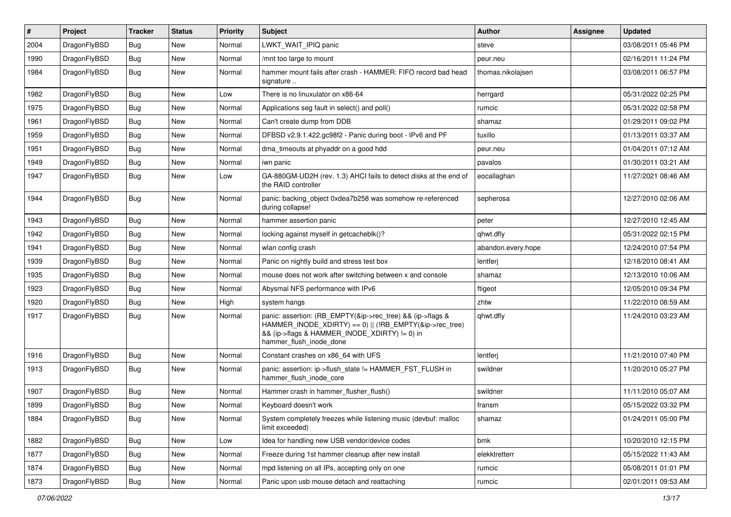| # | Project | Tracker | Status | Priority | Subject | Author | Assignee | Updated |
|---|---|---|---|---|---|---|---|---|
| 2004 | DragonFlyBSD | Bug | New | Normal | LWKT_WAIT_IPIQ panic | steve | | 03/08/2011 05:46 PM |
| 1990 | DragonFlyBSD | Bug | New | Normal | /mnt too large to mount | peur.neu | | 02/16/2011 11:24 PM |
| 1984 | DragonFlyBSD | Bug | New | Normal | hammer mount fails after crash - HAMMER: FIFO record bad head signature .. | thomas.nikolajsen | | 03/08/2011 06:57 PM |
| 1982 | DragonFlyBSD | Bug | New | Low | There is no linuxulator on x86-64 | herrgard | | 05/31/2022 02:25 PM |
| 1975 | DragonFlyBSD | Bug | New | Normal | Applications seg fault in select() and poll() | rumcic | | 05/31/2022 02:58 PM |
| 1961 | DragonFlyBSD | Bug | New | Normal | Can't create dump from DDB | shamaz | | 01/29/2011 09:02 PM |
| 1959 | DragonFlyBSD | Bug | New | Normal | DFBSD v2.9.1.422.gc98f2 - Panic during boot - IPv6 and PF | tuxillo | | 01/13/2011 03:37 AM |
| 1951 | DragonFlyBSD | Bug | New | Normal | dma_timeouts at phyaddr on a good hdd | peur.neu | | 01/04/2011 07:12 AM |
| 1949 | DragonFlyBSD | Bug | New | Normal | iwn panic | pavalos | | 01/30/2011 03:21 AM |
| 1947 | DragonFlyBSD | Bug | New | Low | GA-880GM-UD2H (rev. 1.3) AHCI fails to detect disks at the end of the RAID controller | eocallaghan | | 11/27/2021 08:46 AM |
| 1944 | DragonFlyBSD | Bug | New | Normal | panic: backing_object 0xdea7b258 was somehow re-referenced during collapse! | sepherosa | | 12/27/2010 02:06 AM |
| 1943 | DragonFlyBSD | Bug | New | Normal | hammer assertion panic | peter | | 12/27/2010 12:45 AM |
| 1942 | DragonFlyBSD | Bug | New | Normal | locking against myself in getcacheblk()? | qhwt.dfly | | 05/31/2022 02:15 PM |
| 1941 | DragonFlyBSD | Bug | New | Normal | wlan config crash | abandon.every.hope | | 12/24/2010 07:54 PM |
| 1939 | DragonFlyBSD | Bug | New | Normal | Panic on nightly build and stress test box | lentferj | | 12/18/2010 08:41 AM |
| 1935 | DragonFlyBSD | Bug | New | Normal | mouse does not work after switching between x and console | shamaz | | 12/13/2010 10:06 AM |
| 1923 | DragonFlyBSD | Bug | New | Normal | Abysmal NFS performance with IPv6 | ftigeot | | 12/05/2010 09:34 PM |
| 1920 | DragonFlyBSD | Bug | New | High | system hangs | zhtw | | 11/22/2010 08:59 AM |
| 1917 | DragonFlyBSD | Bug | New | Normal | panic: assertion: (RB_EMPTY(&ip->rec_tree) && (ip->flags & HAMMER_INODE_XDIRTY) == 0) \|\| (!RB_EMPTY(&ip->rec_tree) && (ip->flags & HAMMER_INODE_XDIRTY) != 0) in hammer_flush_inode_done | qhwt.dfly | | 11/24/2010 03:23 AM |
| 1916 | DragonFlyBSD | Bug | New | Normal | Constant crashes on x86_64 with UFS | lentferj | | 11/21/2010 07:40 PM |
| 1913 | DragonFlyBSD | Bug | New | Normal | panic: assertion: ip->flush_state != HAMMER_FST_FLUSH in hammer_flush_inode_core | swildner | | 11/20/2010 05:27 PM |
| 1907 | DragonFlyBSD | Bug | New | Normal | Hammer crash in hammer_flusher_flush() | swildner | | 11/11/2010 05:07 AM |
| 1899 | DragonFlyBSD | Bug | New | Normal | Keyboard doesn't work | fransm | | 05/15/2022 03:32 PM |
| 1884 | DragonFlyBSD | Bug | New | Normal | System completely freezes while listening music (devbuf: malloc limit exceeded) | shamaz | | 01/24/2011 05:00 PM |
| 1882 | DragonFlyBSD | Bug | New | Low | Idea for handling new USB vendor/device codes | bmk | | 10/20/2010 12:15 PM |
| 1877 | DragonFlyBSD | Bug | New | Normal | Freeze during 1st hammer cleanup after new install | elekktretterr | | 05/15/2022 11:43 AM |
| 1874 | DragonFlyBSD | Bug | New | Normal | mpd listening on all IPs, accepting only on one | rumcic | | 05/08/2011 01:01 PM |
| 1873 | DragonFlyBSD | Bug | New | Normal | Panic upon usb mouse detach and reattaching | rumcic | | 02/01/2011 09:53 AM |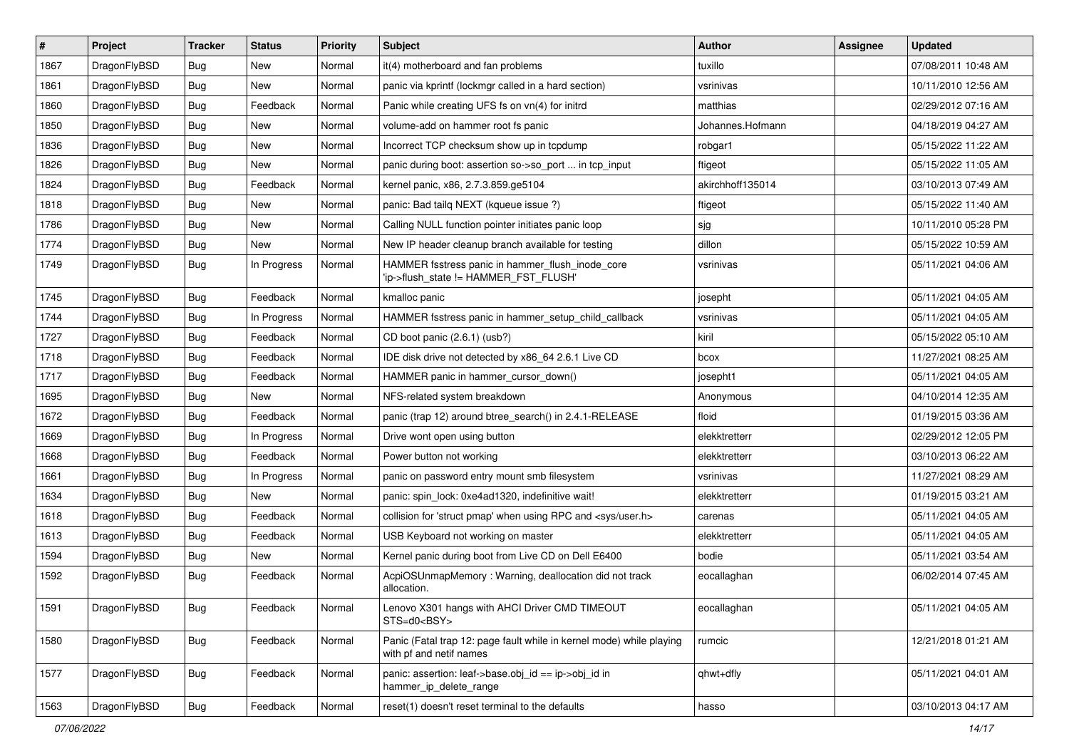| # | Project | Tracker | Status | Priority | Subject | Author | Assignee | Updated |
|---|---|---|---|---|---|---|---|---|
| 1867 | DragonFlyBSD | Bug | New | Normal | it(4) motherboard and fan problems | tuxillo | | 07/08/2011 10:48 AM |
| 1861 | DragonFlyBSD | Bug | New | Normal | panic via kprintf (lockmgr called in a hard section) | vsrinivas | | 10/11/2010 12:56 AM |
| 1860 | DragonFlyBSD | Bug | Feedback | Normal | Panic while creating UFS fs on vn(4) for initrd | matthias | | 02/29/2012 07:16 AM |
| 1850 | DragonFlyBSD | Bug | New | Normal | volume-add on hammer root fs panic | Johannes.Hofmann | | 04/18/2019 04:27 AM |
| 1836 | DragonFlyBSD | Bug | New | Normal | Incorrect TCP checksum show up in tcpdump | robgar1 | | 05/15/2022 11:22 AM |
| 1826 | DragonFlyBSD | Bug | New | Normal | panic during boot: assertion so->so_port ... in tcp_input | ftigeot | | 05/15/2022 11:05 AM |
| 1824 | DragonFlyBSD | Bug | Feedback | Normal | kernel panic, x86, 2.7.3.859.ge5104 | akirchhoff135014 | | 03/10/2013 07:49 AM |
| 1818 | DragonFlyBSD | Bug | New | Normal | panic: Bad tailq NEXT (kqueue issue ?) | ftigeot | | 05/15/2022 11:40 AM |
| 1786 | DragonFlyBSD | Bug | New | Normal | Calling NULL function pointer initiates panic loop | sjg | | 10/11/2010 05:28 PM |
| 1774 | DragonFlyBSD | Bug | New | Normal | New IP header cleanup branch available for testing | dillon | | 05/15/2022 10:59 AM |
| 1749 | DragonFlyBSD | Bug | In Progress | Normal | HAMMER fsstress panic in hammer_flush_inode_core 'ip->flush_state != HAMMER_FST_FLUSH' | vsrinivas | | 05/11/2021 04:06 AM |
| 1745 | DragonFlyBSD | Bug | Feedback | Normal | kmalloc panic | josepht | | 05/11/2021 04:05 AM |
| 1744 | DragonFlyBSD | Bug | In Progress | Normal | HAMMER fsstress panic in hammer_setup_child_callback | vsrinivas | | 05/11/2021 04:05 AM |
| 1727 | DragonFlyBSD | Bug | Feedback | Normal | CD boot panic (2.6.1) (usb?) | kiril | | 05/15/2022 05:10 AM |
| 1718 | DragonFlyBSD | Bug | Feedback | Normal | IDE disk drive not detected by x86_64 2.6.1 Live CD | bcox | | 11/27/2021 08:25 AM |
| 1717 | DragonFlyBSD | Bug | Feedback | Normal | HAMMER panic in hammer_cursor_down() | josepht1 | | 05/11/2021 04:05 AM |
| 1695 | DragonFlyBSD | Bug | New | Normal | NFS-related system breakdown | Anonymous | | 04/10/2014 12:35 AM |
| 1672 | DragonFlyBSD | Bug | Feedback | Normal | panic (trap 12) around btree_search() in 2.4.1-RELEASE | floid | | 01/19/2015 03:36 AM |
| 1669 | DragonFlyBSD | Bug | In Progress | Normal | Drive wont open using button | elekktretterr | | 02/29/2012 12:05 PM |
| 1668 | DragonFlyBSD | Bug | Feedback | Normal | Power button not working | elekktretterr | | 03/10/2013 06:22 AM |
| 1661 | DragonFlyBSD | Bug | In Progress | Normal | panic on password entry mount smb filesystem | vsrinivas | | 11/27/2021 08:29 AM |
| 1634 | DragonFlyBSD | Bug | New | Normal | panic: spin_lock: 0xe4ad1320, indefinitive wait! | elekktretterr | | 01/19/2015 03:21 AM |
| 1618 | DragonFlyBSD | Bug | Feedback | Normal | collision for 'struct pmap' when using RPC and <sys/user.h> | carenas | | 05/11/2021 04:05 AM |
| 1613 | DragonFlyBSD | Bug | Feedback | Normal | USB Keyboard not working on master | elekktretterr | | 05/11/2021 04:05 AM |
| 1594 | DragonFlyBSD | Bug | New | Normal | Kernel panic during boot from Live CD on Dell E6400 | bodie | | 05/11/2021 03:54 AM |
| 1592 | DragonFlyBSD | Bug | Feedback | Normal | AcpiOSUnmapMemory : Warning, deallocation did not track allocation. | eocallaghan | | 06/02/2014 07:45 AM |
| 1591 | DragonFlyBSD | Bug | Feedback | Normal | Lenovo X301 hangs with AHCI Driver CMD TIMEOUT STS=d0<BSY> | eocallaghan | | 05/11/2021 04:05 AM |
| 1580 | DragonFlyBSD | Bug | Feedback | Normal | Panic (Fatal trap 12: page fault while in kernel mode) while playing with pf and netif names | rumcic | | 12/21/2018 01:21 AM |
| 1577 | DragonFlyBSD | Bug | Feedback | Normal | panic: assertion: leaf->base.obj_id == ip->obj_id in hammer_ip_delete_range | qhwt+dfly | | 05/11/2021 04:01 AM |
| 1563 | DragonFlyBSD | Bug | Feedback | Normal | reset(1) doesn't reset terminal to the defaults | hasso | | 03/10/2013 04:17 AM |

*07/06/2022*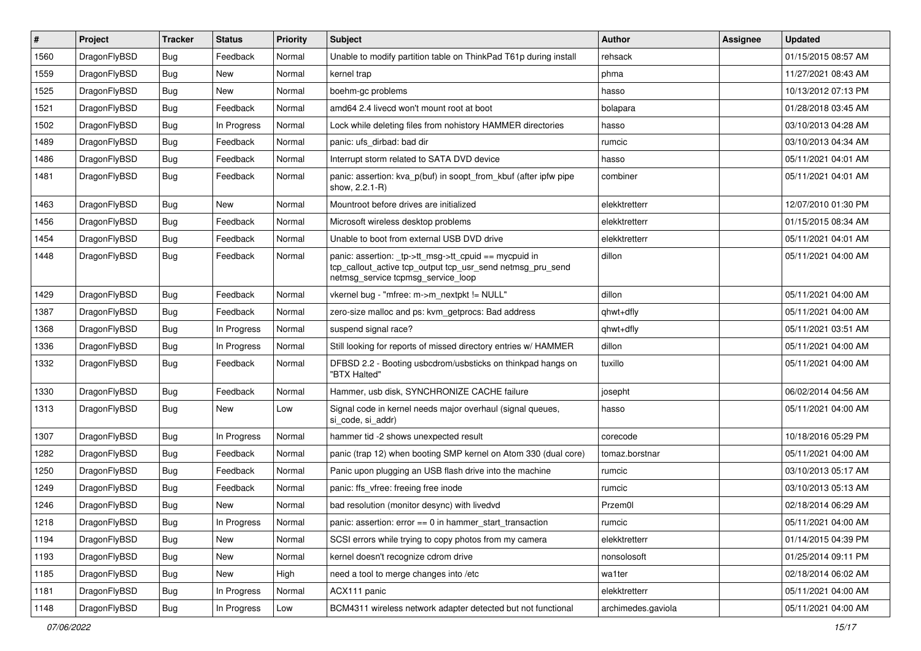| # | Project | Tracker | Status | Priority | Subject | Author | Assignee | Updated |
|---|---|---|---|---|---|---|---|---|
| 1560 | DragonFlyBSD | Bug | Feedback | Normal | Unable to modify partition table on ThinkPad T61p during install | rehsack | | 01/15/2015 08:57 AM |
| 1559 | DragonFlyBSD | Bug | New | Normal | kernel trap | phma | | 11/27/2021 08:43 AM |
| 1525 | DragonFlyBSD | Bug | New | Normal | boehm-gc problems | hasso | | 10/13/2012 07:13 PM |
| 1521 | DragonFlyBSD | Bug | Feedback | Normal | amd64 2.4 livecd won't mount root at boot | bolapara | | 01/28/2018 03:45 AM |
| 1502 | DragonFlyBSD | Bug | In Progress | Normal | Lock while deleting files from nohistory HAMMER directories | hasso | | 03/10/2013 04:28 AM |
| 1489 | DragonFlyBSD | Bug | Feedback | Normal | panic: ufs_dirbad: bad dir | rumcic | | 03/10/2013 04:34 AM |
| 1486 | DragonFlyBSD | Bug | Feedback | Normal | Interrupt storm related to SATA DVD device | hasso | | 05/11/2021 04:01 AM |
| 1481 | DragonFlyBSD | Bug | Feedback | Normal | panic: assertion: kva_p(buf) in soopt_from_kbuf (after ipfw pipe show, 2.2.1-R) | combiner | | 05/11/2021 04:01 AM |
| 1463 | DragonFlyBSD | Bug | New | Normal | Mountroot before drives are initialized | elekktretterr | | 12/07/2010 01:30 PM |
| 1456 | DragonFlyBSD | Bug | Feedback | Normal | Microsoft wireless desktop problems | elekktretterr | | 01/15/2015 08:34 AM |
| 1454 | DragonFlyBSD | Bug | Feedback | Normal | Unable to boot from external USB DVD drive | elekktretterr | | 05/11/2021 04:01 AM |
| 1448 | DragonFlyBSD | Bug | Feedback | Normal | panic: assertion: _tp->tt_msg->tt_cpuid == mycpuid in tcp_callout_active tcp_output tcp_usr_send netmsg_pru_send netmsg_service tcpmsg_service_loop | dillon | | 05/11/2021 04:00 AM |
| 1429 | DragonFlyBSD | Bug | Feedback | Normal | vkernel bug - "mfree: m->m_nextpkt != NULL" | dillon | | 05/11/2021 04:00 AM |
| 1387 | DragonFlyBSD | Bug | Feedback | Normal | zero-size malloc and ps: kvm_getprocs: Bad address | qhwt+dfly | | 05/11/2021 04:00 AM |
| 1368 | DragonFlyBSD | Bug | In Progress | Normal | suspend signal race? | qhwt+dfly | | 05/11/2021 03:51 AM |
| 1336 | DragonFlyBSD | Bug | In Progress | Normal | Still looking for reports of missed directory entries w/ HAMMER | dillon | | 05/11/2021 04:00 AM |
| 1332 | DragonFlyBSD | Bug | Feedback | Normal | DFBSD 2.2 - Booting usbcdrom/usbsticks on thinkpad hangs on "BTX Halted" | tuxillo | | 05/11/2021 04:00 AM |
| 1330 | DragonFlyBSD | Bug | Feedback | Normal | Hammer, usb disk, SYNCHRONIZE CACHE failure | josepht | | 06/02/2014 04:56 AM |
| 1313 | DragonFlyBSD | Bug | New | Low | Signal code in kernel needs major overhaul (signal queues, si_code, si_addr) | hasso | | 05/11/2021 04:00 AM |
| 1307 | DragonFlyBSD | Bug | In Progress | Normal | hammer tid -2 shows unexpected result | corecode | | 10/18/2016 05:29 PM |
| 1282 | DragonFlyBSD | Bug | Feedback | Normal | panic (trap 12) when booting SMP kernel on Atom 330 (dual core) | tomaz.borstnar | | 05/11/2021 04:00 AM |
| 1250 | DragonFlyBSD | Bug | Feedback | Normal | Panic upon plugging an USB flash drive into the machine | rumcic | | 03/10/2013 05:17 AM |
| 1249 | DragonFlyBSD | Bug | Feedback | Normal | panic: ffs_vfree: freeing free inode | rumcic | | 03/10/2013 05:13 AM |
| 1246 | DragonFlyBSD | Bug | New | Normal | bad resolution (monitor desync) with livedvd | Przem0l | | 02/18/2014 06:29 AM |
| 1218 | DragonFlyBSD | Bug | In Progress | Normal | panic: assertion: error == 0 in hammer_start_transaction | rumcic | | 05/11/2021 04:00 AM |
| 1194 | DragonFlyBSD | Bug | New | Normal | SCSI errors while trying to copy photos from my camera | elekktretterr | | 01/14/2015 04:39 PM |
| 1193 | DragonFlyBSD | Bug | New | Normal | kernel doesn't recognize cdrom drive | nonsolosoft | | 01/25/2014 09:11 PM |
| 1185 | DragonFlyBSD | Bug | New | High | need a tool to merge changes into /etc | wa1ter | | 02/18/2014 06:02 AM |
| 1181 | DragonFlyBSD | Bug | In Progress | Normal | ACX111 panic | elekktretterr | | 05/11/2021 04:00 AM |
| 1148 | DragonFlyBSD | Bug | In Progress | Low | BCM4311 wireless network adapter detected but not functional | archimedes.gaviola | | 05/11/2021 04:00 AM |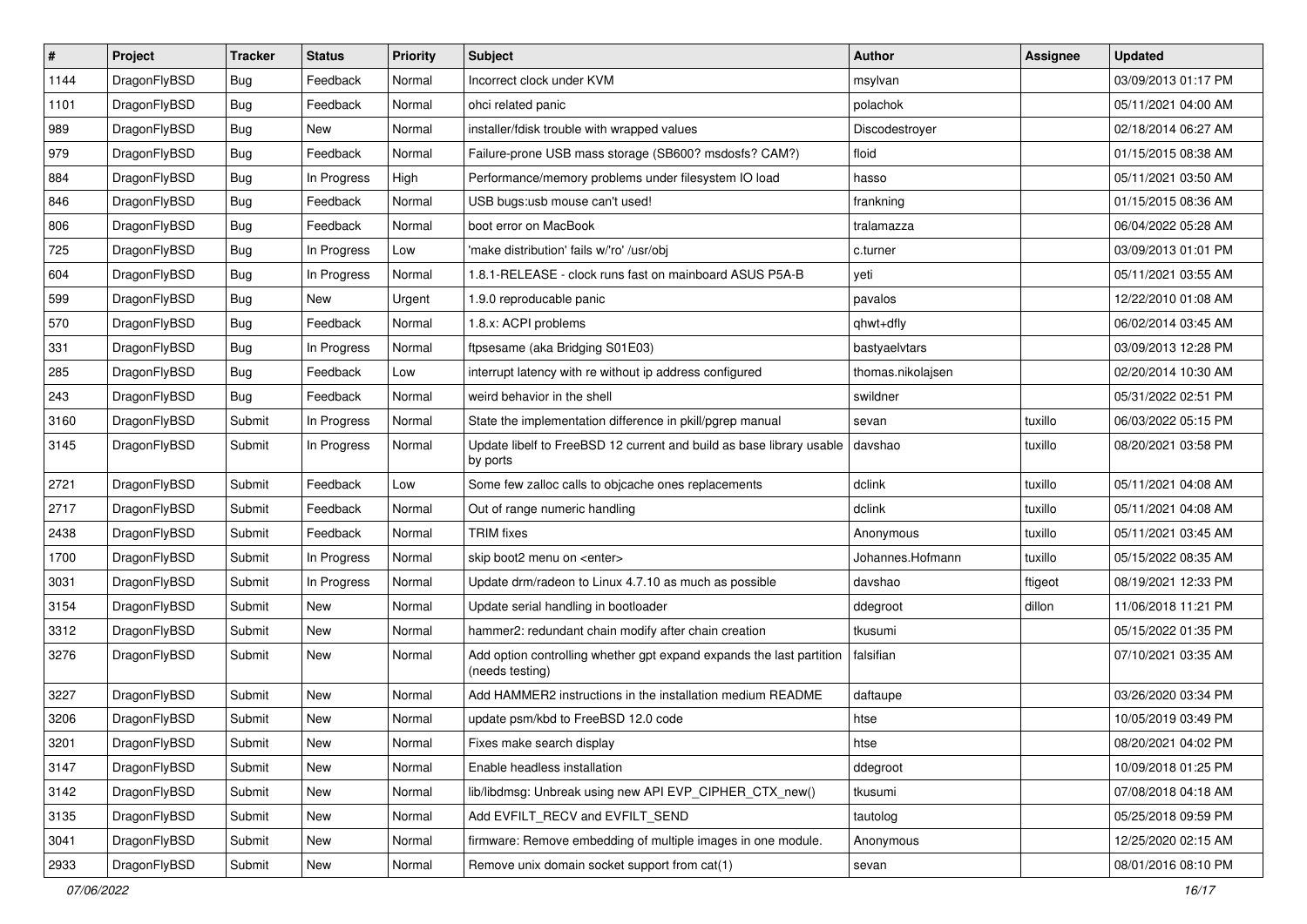| # | Project | Tracker | Status | Priority | Subject | Author | Assignee | Updated |
|---|---|---|---|---|---|---|---|---|
| 1144 | DragonFlyBSD | Bug | Feedback | Normal | Incorrect clock under KVM | msylvan | | 03/09/2013 01:17 PM |
| 1101 | DragonFlyBSD | Bug | Feedback | Normal | ohci related panic | polachok | | 05/11/2021 04:00 AM |
| 989 | DragonFlyBSD | Bug | New | Normal | installer/fdisk trouble with wrapped values | Discodestroyer | | 02/18/2014 06:27 AM |
| 979 | DragonFlyBSD | Bug | Feedback | Normal | Failure-prone USB mass storage (SB600? msdosfs? CAM?) | floid | | 01/15/2015 08:38 AM |
| 884 | DragonFlyBSD | Bug | In Progress | High | Performance/memory problems under filesystem IO load | hasso | | 05/11/2021 03:50 AM |
| 846 | DragonFlyBSD | Bug | Feedback | Normal | USB bugs:usb mouse can't used! | frankning | | 01/15/2015 08:36 AM |
| 806 | DragonFlyBSD | Bug | Feedback | Normal | boot error on MacBook | tralamazza | | 06/04/2022 05:28 AM |
| 725 | DragonFlyBSD | Bug | In Progress | Low | 'make distribution' fails w/'ro' /usr/obj | c.turner | | 03/09/2013 01:01 PM |
| 604 | DragonFlyBSD | Bug | In Progress | Normal | 1.8.1-RELEASE - clock runs fast on mainboard ASUS P5A-B | yeti | | 05/11/2021 03:55 AM |
| 599 | DragonFlyBSD | Bug | New | Urgent | 1.9.0 reproducable panic | pavalos | | 12/22/2010 01:08 AM |
| 570 | DragonFlyBSD | Bug | Feedback | Normal | 1.8.x: ACPI problems | qhwt+dfly | | 06/02/2014 03:45 AM |
| 331 | DragonFlyBSD | Bug | In Progress | Normal | ftpsesame (aka Bridging S01E03) | bastyaelvtars | | 03/09/2013 12:28 PM |
| 285 | DragonFlyBSD | Bug | Feedback | Low | interrupt latency with re without ip address configured | thomas.nikolajsen | | 02/20/2014 10:30 AM |
| 243 | DragonFlyBSD | Bug | Feedback | Normal | weird behavior in the shell | swildner | | 05/31/2022 02:51 PM |
| 3160 | DragonFlyBSD | Submit | In Progress | Normal | State the implementation difference in pkill/pgrep manual | sevan | tuxillo | 06/03/2022 05:15 PM |
| 3145 | DragonFlyBSD | Submit | In Progress | Normal | Update libelf to FreeBSD 12 current and build as base library usable by ports | davshao | tuxillo | 08/20/2021 03:58 PM |
| 2721 | DragonFlyBSD | Submit | Feedback | Low | Some few zalloc calls to objcache ones replacements | dclink | tuxillo | 05/11/2021 04:08 AM |
| 2717 | DragonFlyBSD | Submit | Feedback | Normal | Out of range numeric handling | dclink | tuxillo | 05/11/2021 04:08 AM |
| 2438 | DragonFlyBSD | Submit | Feedback | Normal | TRIM fixes | Anonymous | tuxillo | 05/11/2021 03:45 AM |
| 1700 | DragonFlyBSD | Submit | In Progress | Normal | skip boot2 menu on <enter> | Johannes.Hofmann | tuxillo | 05/15/2022 08:35 AM |
| 3031 | DragonFlyBSD | Submit | In Progress | Normal | Update drm/radeon to Linux 4.7.10 as much as possible | davshao | ftigeot | 08/19/2021 12:33 PM |
| 3154 | DragonFlyBSD | Submit | New | Normal | Update serial handling in bootloader | ddegroot | dillon | 11/06/2018 11:21 PM |
| 3312 | DragonFlyBSD | Submit | New | Normal | hammer2: redundant chain modify after chain creation | tkusumi | | 05/15/2022 01:35 PM |
| 3276 | DragonFlyBSD | Submit | New | Normal | Add option controlling whether gpt expand expands the last partition (needs testing) | falsifian | | 07/10/2021 03:35 AM |
| 3227 | DragonFlyBSD | Submit | New | Normal | Add HAMMER2 instructions in the installation medium README | daftaupe | | 03/26/2020 03:34 PM |
| 3206 | DragonFlyBSD | Submit | New | Normal | update psm/kbd to FreeBSD 12.0 code | htse | | 10/05/2019 03:49 PM |
| 3201 | DragonFlyBSD | Submit | New | Normal | Fixes make search display | htse | | 08/20/2021 04:02 PM |
| 3147 | DragonFlyBSD | Submit | New | Normal | Enable headless installation | ddegroot | | 10/09/2018 01:25 PM |
| 3142 | DragonFlyBSD | Submit | New | Normal | lib/libdmsg: Unbreak using new API EVP_CIPHER_CTX_new() | tkusumi | | 07/08/2018 04:18 AM |
| 3135 | DragonFlyBSD | Submit | New | Normal | Add EVFILT_RECV and EVFILT_SEND | tautolog | | 05/25/2018 09:59 PM |
| 3041 | DragonFlyBSD | Submit | New | Normal | firmware: Remove embedding of multiple images in one module. | Anonymous | | 12/25/2020 02:15 AM |
| 2933 | DragonFlyBSD | Submit | New | Normal | Remove unix domain socket support from cat(1) | sevan | | 08/01/2016 08:10 PM |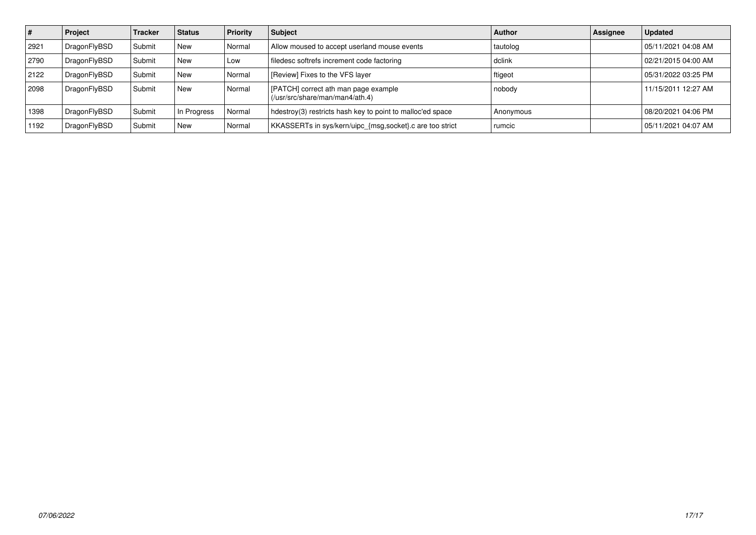| # | Project | Tracker | Status | Priority | Subject | Author | Assignee | Updated |
|---|---|---|---|---|---|---|---|---|
| 2921 | DragonFlyBSD | Submit | New | Normal | Allow moused to accept userland mouse events | tautolog | | 05/11/2021 04:08 AM |
| 2790 | DragonFlyBSD | Submit | New | Low | filedesc softrefs increment code factoring | dclink | | 02/21/2015 04:00 AM |
| 2122 | DragonFlyBSD | Submit | New | Normal | [Review] Fixes to the VFS layer | ftigeot | | 05/31/2022 03:25 PM |
| 2098 | DragonFlyBSD | Submit | New | Normal | [PATCH] correct ath man page example (/usr/src/share/man/man4/ath.4) | nobody | | 11/15/2011 12:27 AM |
| 1398 | DragonFlyBSD | Submit | In Progress | Normal | hdestroy(3) restricts hash key to point to malloc'ed space | Anonymous | | 08/20/2021 04:06 PM |
| 1192 | DragonFlyBSD | Submit | New | Normal | KKASSERTs in sys/kern/uipc_{msg,socket}.c are too strict | rumcic | | 05/11/2021 04:07 AM |